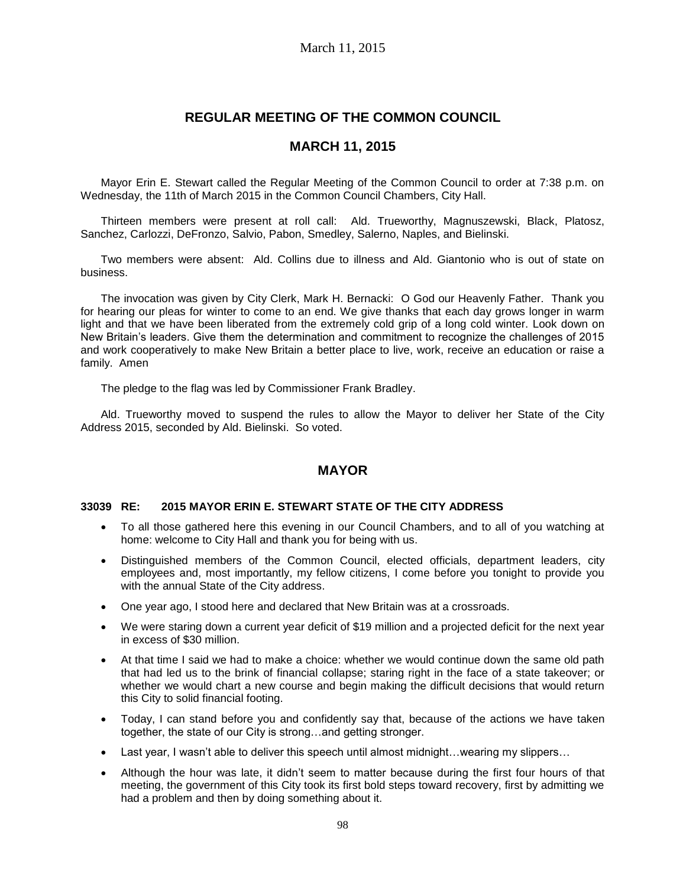# REGULAR MEETING OF THE COMMON COUNCIL

## MARCH 11, 2015

Mayor Erin E. Stewart called the Regular Meeting of the Common Council to order at 7:38 p.m. on Wednesday, the 11th of March 2015 in the Common Council Chambers, City Hall.

Thirteen members were present at roll call: Ald. Trueworthy, Magnuszewski, Black, Platosz, Sanchez, Carlozzi, DeFronzo, Salvio, Pabon, Smedley, Salerno, Naples, and Bielinski.

Two members were absent: Ald. Collins due to illness and Ald. Giantonio who is out of state on business.

The invocation was given by City Clerk, Mark H. Bernacki: O God our Heavenly Father. Thank you for hearing our pleas for winter to come to an end. We give thanks that each day grows longer in warm light and that we have been liberated from the extremely cold grip of a long cold winter. Look down on New Britain's leaders. Give them the determination and commitment to recognize the challenges of 2015 and work cooperatively to make New Britain a better place to live, work, receive an education or raise a family. Amen

The pledge to the flag was led by Commissioner Frank Bradley.

Ald. Trueworthy moved to suspend the rules to allow the Mayor to deliver her State of the City Address 2015, seconded by Ald. Bielinski. So voted.

## MAYOR

### 33039 RE: 2015 MAYOR ERIN E. STEWART STATE OF THE CITY ADDRESS

- To all those gathered here this evening in our Council Chambers, and to all of you watching at home: welcome to City Hall and thank you for being with us.
- Distinguished members of the Common Council, elected officials, department leaders, city employees and, most importantly, my fellow citizens, I come before you tonight to provide you with the annual State of the City address.
- One year ago, I stood here and declared that New Britain was at a crossroads.
- We were staring down a current year deficit of $19 million and a projected deficit for the next year in excess of $30 million.
- At that time I said we had to make a choice: whether we would continue down the same old path that had led us to the brink of financial collapse; staring right in the face of a state takeover; or whether we would chart a new course and begin making the difficult decisions that would return this City to solid financial footing.
- Today, I can stand before you and confidently say that, because of the actions we have taken together, the state of our City is strong…and getting stronger.
- Last year, I wasn't able to deliver this speech until almost midnight…wearing my slippers…
- Although the hour was late, it didn't seem to matter because during the first four hours of that meeting, the government of this City took its first bold steps toward recovery, first by admitting we had a problem and then by doing something about it.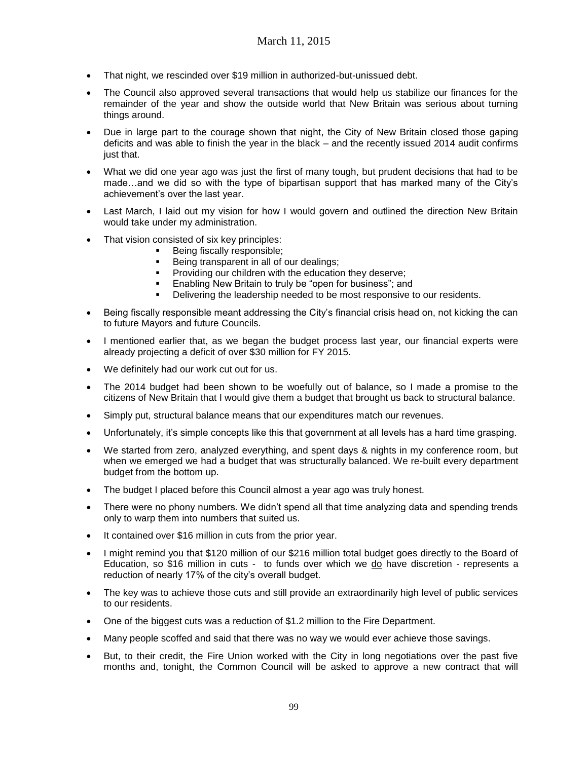- That night, we rescinded over $19 million in authorized-but-unissued debt.
- The Council also approved several transactions that would help us stabilize our finances for the remainder of the year and show the outside world that New Britain was serious about turning things around.
- Due in large part to the courage shown that night, the City of New Britain closed those gaping deficits and was able to finish the year in the black – and the recently issued 2014 audit confirms just that.
- What we did one year ago was just the first of many tough, but prudent decisions that had to be made…and we did so with the type of bipartisan support that has marked many of the City's achievement's over the last year.
- Last March, I laid out my vision for how I would govern and outlined the direction New Britain would take under my administration.
- That vision consisted of six key principles:
  - Being fiscally responsible;
  - Being transparent in all of our dealings;
  - Providing our children with the education they deserve;
  - Enabling New Britain to truly be "open for business"; and
  - Delivering the leadership needed to be most responsive to our residents.
- Being fiscally responsible meant addressing the City's financial crisis head on, not kicking the can to future Mayors and future Councils.
- I mentioned earlier that, as we began the budget process last year, our financial experts were already projecting a deficit of over $30 million for FY 2015.
- We definitely had our work cut out for us.
- The 2014 budget had been shown to be woefully out of balance, so I made a promise to the citizens of New Britain that I would give them a budget that brought us back to structural balance.
- Simply put, structural balance means that our expenditures match our revenues.
- Unfortunately, it's simple concepts like this that government at all levels has a hard time grasping.
- We started from zero, analyzed everything, and spent days & nights in my conference room, but when we emerged we had a budget that was structurally balanced. We re-built every department budget from the bottom up.
- The budget I placed before this Council almost a year ago was truly honest.
- There were no phony numbers. We didn't spend all that time analyzing data and spending trends only to warp them into numbers that suited us.
- It contained over $16 million in cuts from the prior year.
- I might remind you that $120 million of our $216 million total budget goes directly to the Board of Education, so $16 million in cuts - to funds over which we <u>do</u> have discretion - represents a reduction of nearly 17% of the city's overall budget.
- The key was to achieve those cuts and still provide an extraordinarily high level of public services to our residents.
- One of the biggest cuts was a reduction of $1.2 million to the Fire Department.
- Many people scoffed and said that there was no way we would ever achieve those savings.
- But, to their credit, the Fire Union worked with the City in long negotiations over the past five months and, tonight, the Common Council will be asked to approve a new contract that will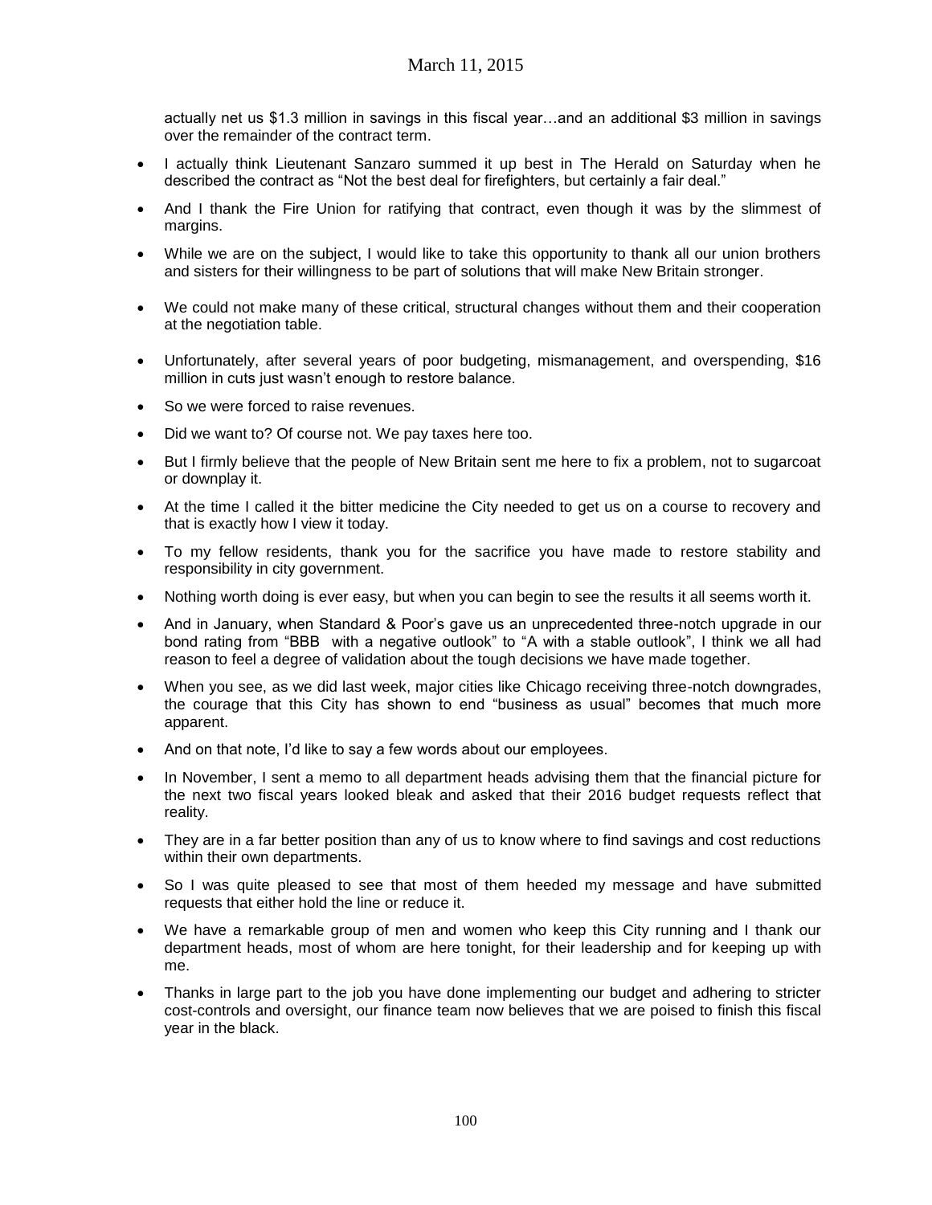actually net us $1.3 million in savings in this fiscal year…and an additional $3 million in savings over the remainder of the contract term.

- I actually think Lieutenant Sanzaro summed it up best in The Herald on Saturday when he described the contract as "Not the best deal for firefighters, but certainly a fair deal."
- And I thank the Fire Union for ratifying that contract, even though it was by the slimmest of margins.
- While we are on the subject, I would like to take this opportunity to thank all our union brothers and sisters for their willingness to be part of solutions that will make New Britain stronger.
- We could not make many of these critical, structural changes without them and their cooperation at the negotiation table.
- Unfortunately, after several years of poor budgeting, mismanagement, and overspending, $16 million in cuts just wasn't enough to restore balance.
- So we were forced to raise revenues.
- Did we want to? Of course not. We pay taxes here too.
- But I firmly believe that the people of New Britain sent me here to fix a problem, not to sugarcoat or downplay it.
- At the time I called it the bitter medicine the City needed to get us on a course to recovery and that is exactly how I view it today.
- To my fellow residents, thank you for the sacrifice you have made to restore stability and responsibility in city government.
- Nothing worth doing is ever easy, but when you can begin to see the results it all seems worth it.
- And in January, when Standard & Poor's gave us an unprecedented three-notch upgrade in our bond rating from "BBB with a negative outlook" to "A with a stable outlook", I think we all had reason to feel a degree of validation about the tough decisions we have made together.
- When you see, as we did last week, major cities like Chicago receiving three-notch downgrades, the courage that this City has shown to end "business as usual" becomes that much more apparent.
- And on that note, I'd like to say a few words about our employees.
- In November, I sent a memo to all department heads advising them that the financial picture for the next two fiscal years looked bleak and asked that their 2016 budget requests reflect that reality.
- They are in a far better position than any of us to know where to find savings and cost reductions within their own departments.
- So I was quite pleased to see that most of them heeded my message and have submitted requests that either hold the line or reduce it.
- We have a remarkable group of men and women who keep this City running and I thank our department heads, most of whom are here tonight, for their leadership and for keeping up with me.
- Thanks in large part to the job you have done implementing our budget and adhering to stricter cost-controls and oversight, our finance team now believes that we are poised to finish this fiscal year in the black.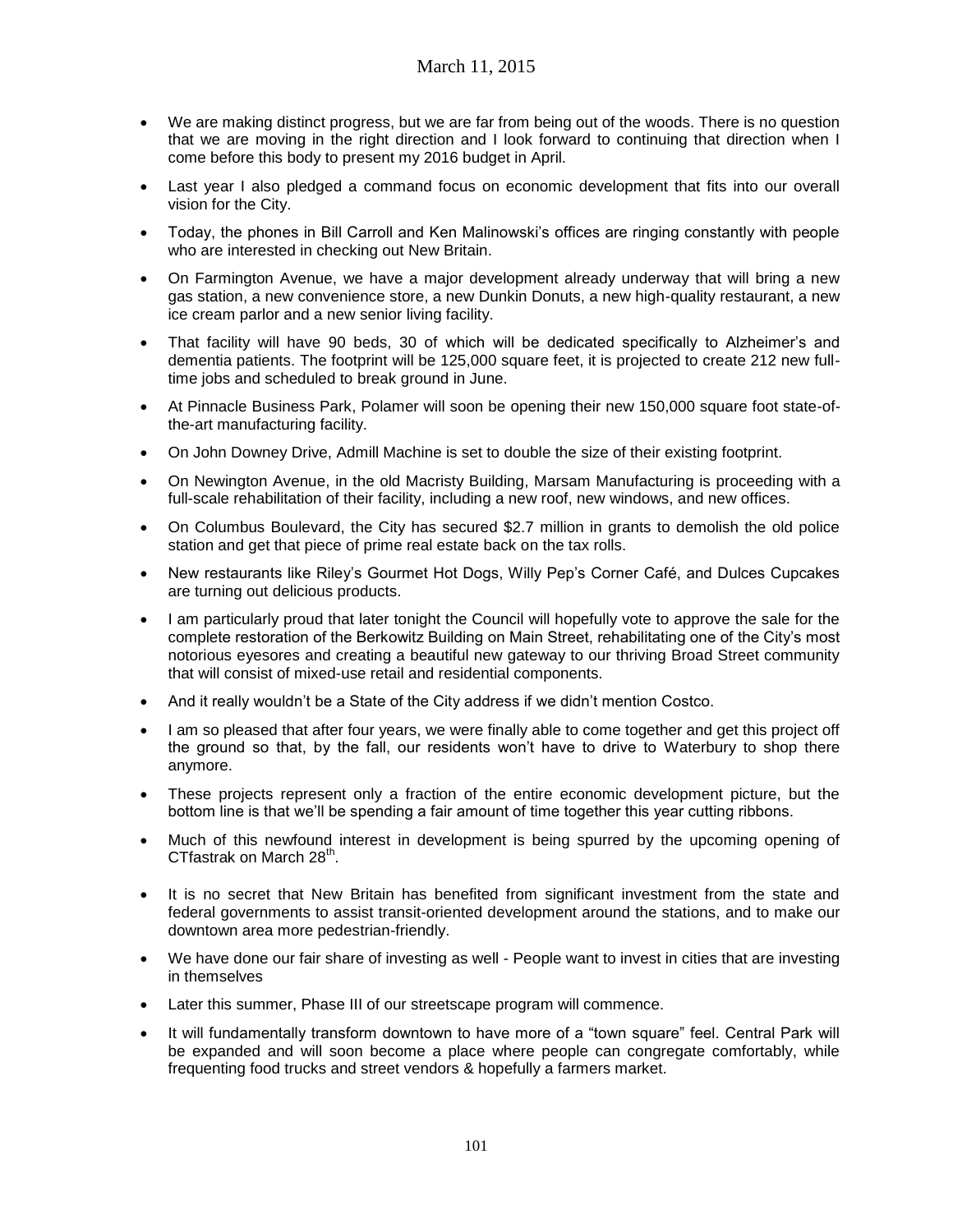- We are making distinct progress, but we are far from being out of the woods. There is no question that we are moving in the right direction and I look forward to continuing that direction when I come before this body to present my 2016 budget in April.
- Last year I also pledged a command focus on economic development that fits into our overall vision for the City.
- Today, the phones in Bill Carroll and Ken Malinowski's offices are ringing constantly with people who are interested in checking out New Britain.
- On Farmington Avenue, we have a major development already underway that will bring a new gas station, a new convenience store, a new Dunkin Donuts, a new high-quality restaurant, a new ice cream parlor and a new senior living facility.
- That facility will have 90 beds, 30 of which will be dedicated specifically to Alzheimer's and dementia patients. The footprint will be 125,000 square feet, it is projected to create 212 new full-time jobs and scheduled to break ground in June.
- At Pinnacle Business Park, Polamer will soon be opening their new 150,000 square foot state-of-the-art manufacturing facility.
- On John Downey Drive, Admill Machine is set to double the size of their existing footprint.
- On Newington Avenue, in the old Macristy Building, Marsam Manufacturing is proceeding with a full-scale rehabilitation of their facility, including a new roof, new windows, and new offices.
- On Columbus Boulevard, the City has secured $2.7 million in grants to demolish the old police station and get that piece of prime real estate back on the tax rolls.
- New restaurants like Riley's Gourmet Hot Dogs, Willy Pep's Corner Café, and Dulces Cupcakes are turning out delicious products.
- I am particularly proud that later tonight the Council will hopefully vote to approve the sale for the complete restoration of the Berkowitz Building on Main Street, rehabilitating one of the City's most notorious eyesores and creating a beautiful new gateway to our thriving Broad Street community that will consist of mixed-use retail and residential components.
- And it really wouldn't be a State of the City address if we didn't mention Costco.
- I am so pleased that after four years, we were finally able to come together and get this project off the ground so that, by the fall, our residents won't have to drive to Waterbury to shop there anymore.
- These projects represent only a fraction of the entire economic development picture, but the bottom line is that we'll be spending a fair amount of time together this year cutting ribbons.
- Much of this newfound interest in development is being spurred by the upcoming opening of CTfastrak on March 28th.
- It is no secret that New Britain has benefited from significant investment from the state and federal governments to assist transit-oriented development around the stations, and to make our downtown area more pedestrian-friendly.
- We have done our fair share of investing as well - People want to invest in cities that are investing in themselves
- Later this summer, Phase III of our streetscape program will commence.
- It will fundamentally transform downtown to have more of a "town square" feel. Central Park will be expanded and will soon become a place where people can congregate comfortably, while frequenting food trucks and street vendors & hopefully a farmers market.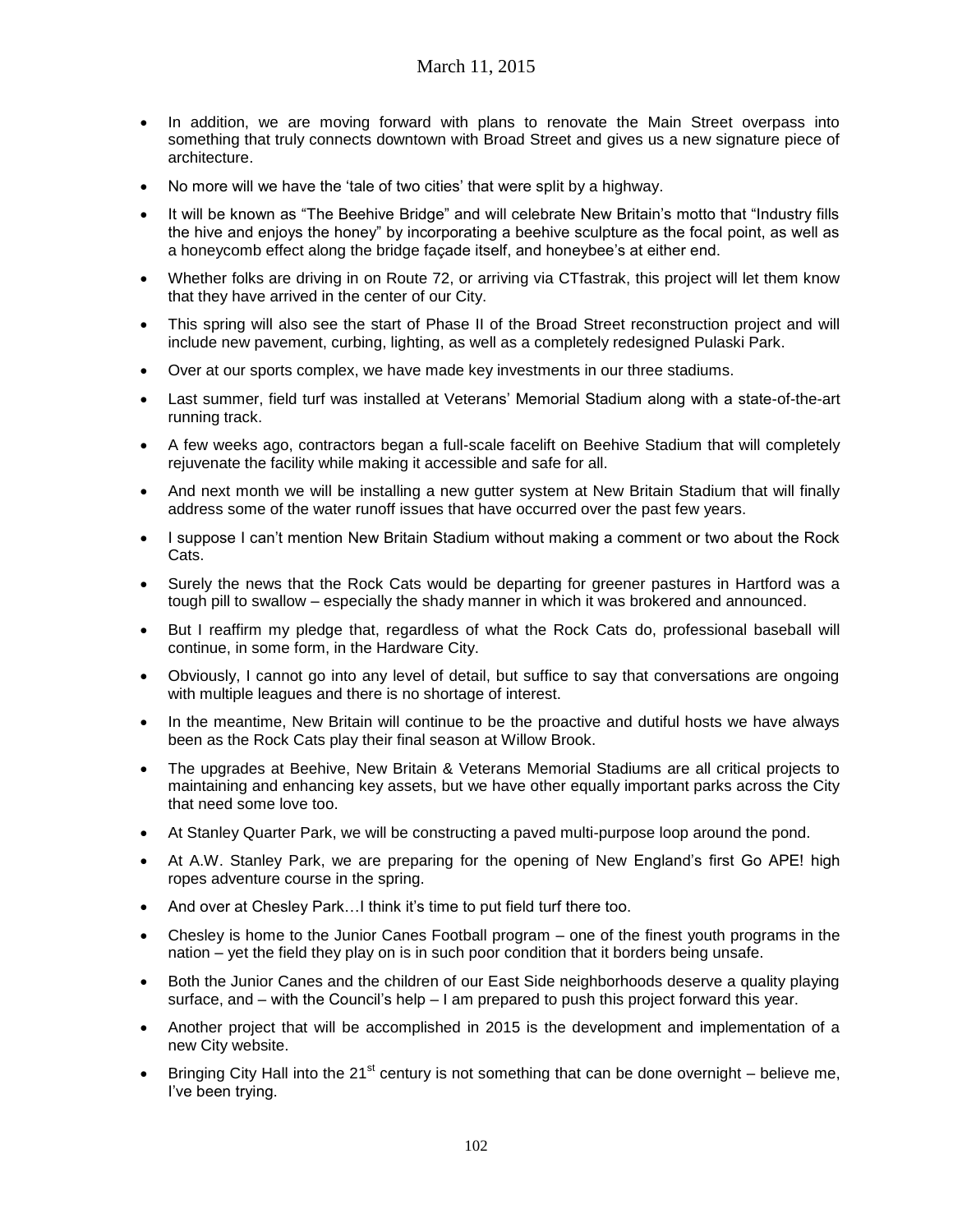- In addition, we are moving forward with plans to renovate the Main Street overpass into something that truly connects downtown with Broad Street and gives us a new signature piece of architecture.
- No more will we have the 'tale of two cities' that were split by a highway.
- It will be known as "The Beehive Bridge" and will celebrate New Britain's motto that "Industry fills the hive and enjoys the honey" by incorporating a beehive sculpture as the focal point, as well as a honeycomb effect along the bridge façade itself, and honeybee's at either end.
- Whether folks are driving in on Route 72, or arriving via CTfastrak, this project will let them know that they have arrived in the center of our City.
- This spring will also see the start of Phase II of the Broad Street reconstruction project and will include new pavement, curbing, lighting, as well as a completely redesigned Pulaski Park.
- Over at our sports complex, we have made key investments in our three stadiums.
- Last summer, field turf was installed at Veterans' Memorial Stadium along with a state-of-the-art running track.
- A few weeks ago, contractors began a full-scale facelift on Beehive Stadium that will completely rejuvenate the facility while making it accessible and safe for all.
- And next month we will be installing a new gutter system at New Britain Stadium that will finally address some of the water runoff issues that have occurred over the past few years.
- I suppose I can't mention New Britain Stadium without making a comment or two about the Rock Cats.
- Surely the news that the Rock Cats would be departing for greener pastures in Hartford was a tough pill to swallow – especially the shady manner in which it was brokered and announced.
- But I reaffirm my pledge that, regardless of what the Rock Cats do, professional baseball will continue, in some form, in the Hardware City.
- Obviously, I cannot go into any level of detail, but suffice to say that conversations are ongoing with multiple leagues and there is no shortage of interest.
- In the meantime, New Britain will continue to be the proactive and dutiful hosts we have always been as the Rock Cats play their final season at Willow Brook.
- The upgrades at Beehive, New Britain & Veterans Memorial Stadiums are all critical projects to maintaining and enhancing key assets, but we have other equally important parks across the City that need some love too.
- At Stanley Quarter Park, we will be constructing a paved multi-purpose loop around the pond.
- At A.W. Stanley Park, we are preparing for the opening of New England's first Go APE! high ropes adventure course in the spring.
- And over at Chesley Park…I think it's time to put field turf there too.
- Chesley is home to the Junior Canes Football program – one of the finest youth programs in the nation – yet the field they play on is in such poor condition that it borders being unsafe.
- Both the Junior Canes and the children of our East Side neighborhoods deserve a quality playing surface, and – with the Council's help – I am prepared to push this project forward this year.
- Another project that will be accomplished in 2015 is the development and implementation of a new City website.
- Bringing City Hall into the 21st century is not something that can be done overnight – believe me, I've been trying.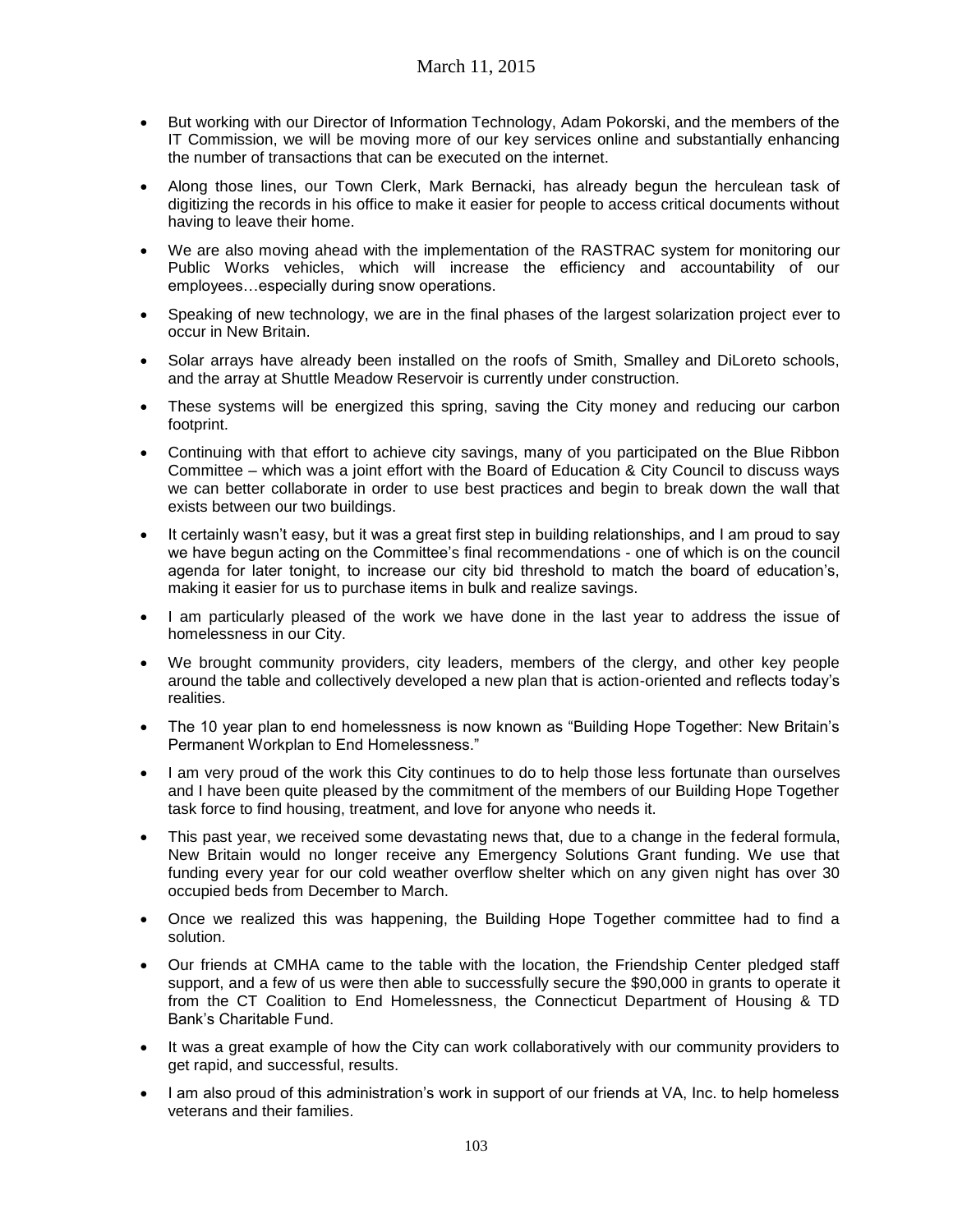- But working with our Director of Information Technology, Adam Pokorski, and the members of the IT Commission, we will be moving more of our key services online and substantially enhancing the number of transactions that can be executed on the internet.
- Along those lines, our Town Clerk, Mark Bernacki, has already begun the herculean task of digitizing the records in his office to make it easier for people to access critical documents without having to leave their home.
- We are also moving ahead with the implementation of the RASTRAC system for monitoring our Public Works vehicles, which will increase the efficiency and accountability of our employees…especially during snow operations.
- Speaking of new technology, we are in the final phases of the largest solarization project ever to occur in New Britain.
- Solar arrays have already been installed on the roofs of Smith, Smalley and DiLoreto schools, and the array at Shuttle Meadow Reservoir is currently under construction.
- These systems will be energized this spring, saving the City money and reducing our carbon footprint.
- Continuing with that effort to achieve city savings, many of you participated on the Blue Ribbon Committee – which was a joint effort with the Board of Education & City Council to discuss ways we can better collaborate in order to use best practices and begin to break down the wall that exists between our two buildings.
- It certainly wasn't easy, but it was a great first step in building relationships, and I am proud to say we have begun acting on the Committee's final recommendations - one of which is on the council agenda for later tonight, to increase our city bid threshold to match the board of education's, making it easier for us to purchase items in bulk and realize savings.
- I am particularly pleased of the work we have done in the last year to address the issue of homelessness in our City.
- We brought community providers, city leaders, members of the clergy, and other key people around the table and collectively developed a new plan that is action-oriented and reflects today's realities.
- The 10 year plan to end homelessness is now known as "Building Hope Together: New Britain's Permanent Workplan to End Homelessness."
- I am very proud of the work this City continues to do to help those less fortunate than ourselves and I have been quite pleased by the commitment of the members of our Building Hope Together task force to find housing, treatment, and love for anyone who needs it.
- This past year, we received some devastating news that, due to a change in the federal formula, New Britain would no longer receive any Emergency Solutions Grant funding. We use that funding every year for our cold weather overflow shelter which on any given night has over 30 occupied beds from December to March.
- Once we realized this was happening, the Building Hope Together committee had to find a solution.
- Our friends at CMHA came to the table with the location, the Friendship Center pledged staff support, and a few of us were then able to successfully secure the $90,000 in grants to operate it from the CT Coalition to End Homelessness, the Connecticut Department of Housing & TD Bank's Charitable Fund.
- It was a great example of how the City can work collaboratively with our community providers to get rapid, and successful, results.
- I am also proud of this administration's work in support of our friends at VA, Inc. to help homeless veterans and their families.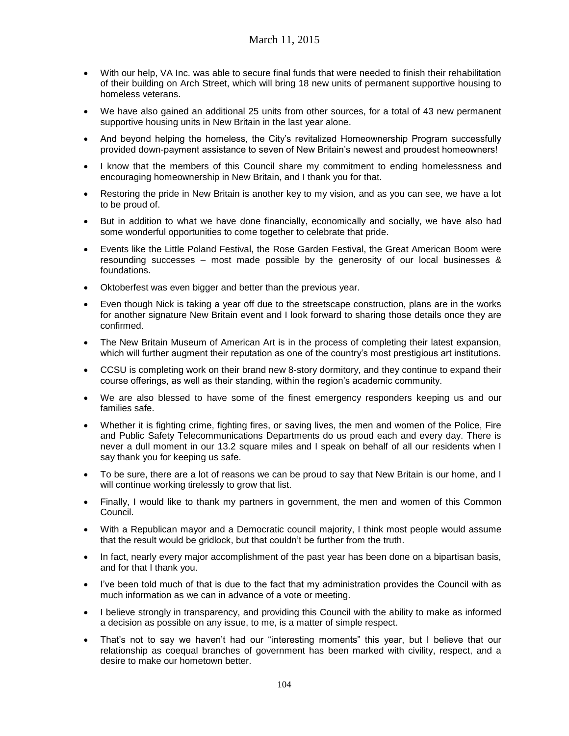- With our help, VA Inc. was able to secure final funds that were needed to finish their rehabilitation of their building on Arch Street, which will bring 18 new units of permanent supportive housing to homeless veterans.
- We have also gained an additional 25 units from other sources, for a total of 43 new permanent supportive housing units in New Britain in the last year alone.
- And beyond helping the homeless, the City's revitalized Homeownership Program successfully provided down-payment assistance to seven of New Britain's newest and proudest homeowners!
- I know that the members of this Council share my commitment to ending homelessness and encouraging homeownership in New Britain, and I thank you for that.
- Restoring the pride in New Britain is another key to my vision, and as you can see, we have a lot to be proud of.
- But in addition to what we have done financially, economically and socially, we have also had some wonderful opportunities to come together to celebrate that pride.
- Events like the Little Poland Festival, the Rose Garden Festival, the Great American Boom were resounding successes – most made possible by the generosity of our local businesses & foundations.
- Oktoberfest was even bigger and better than the previous year.
- Even though Nick is taking a year off due to the streetscape construction, plans are in the works for another signature New Britain event and I look forward to sharing those details once they are confirmed.
- The New Britain Museum of American Art is in the process of completing their latest expansion, which will further augment their reputation as one of the country's most prestigious art institutions.
- CCSU is completing work on their brand new 8-story dormitory, and they continue to expand their course offerings, as well as their standing, within the region's academic community.
- We are also blessed to have some of the finest emergency responders keeping us and our families safe.
- Whether it is fighting crime, fighting fires, or saving lives, the men and women of the Police, Fire and Public Safety Telecommunications Departments do us proud each and every day. There is never a dull moment in our 13.2 square miles and I speak on behalf of all our residents when I say thank you for keeping us safe.
- To be sure, there are a lot of reasons we can be proud to say that New Britain is our home, and I will continue working tirelessly to grow that list.
- Finally, I would like to thank my partners in government, the men and women of this Common Council.
- With a Republican mayor and a Democratic council majority, I think most people would assume that the result would be gridlock, but that couldn't be further from the truth.
- In fact, nearly every major accomplishment of the past year has been done on a bipartisan basis, and for that I thank you.
- I've been told much of that is due to the fact that my administration provides the Council with as much information as we can in advance of a vote or meeting.
- I believe strongly in transparency, and providing this Council with the ability to make as informed a decision as possible on any issue, to me, is a matter of simple respect.
- That's not to say we haven't had our "interesting moments" this year, but I believe that our relationship as coequal branches of government has been marked with civility, respect, and a desire to make our hometown better.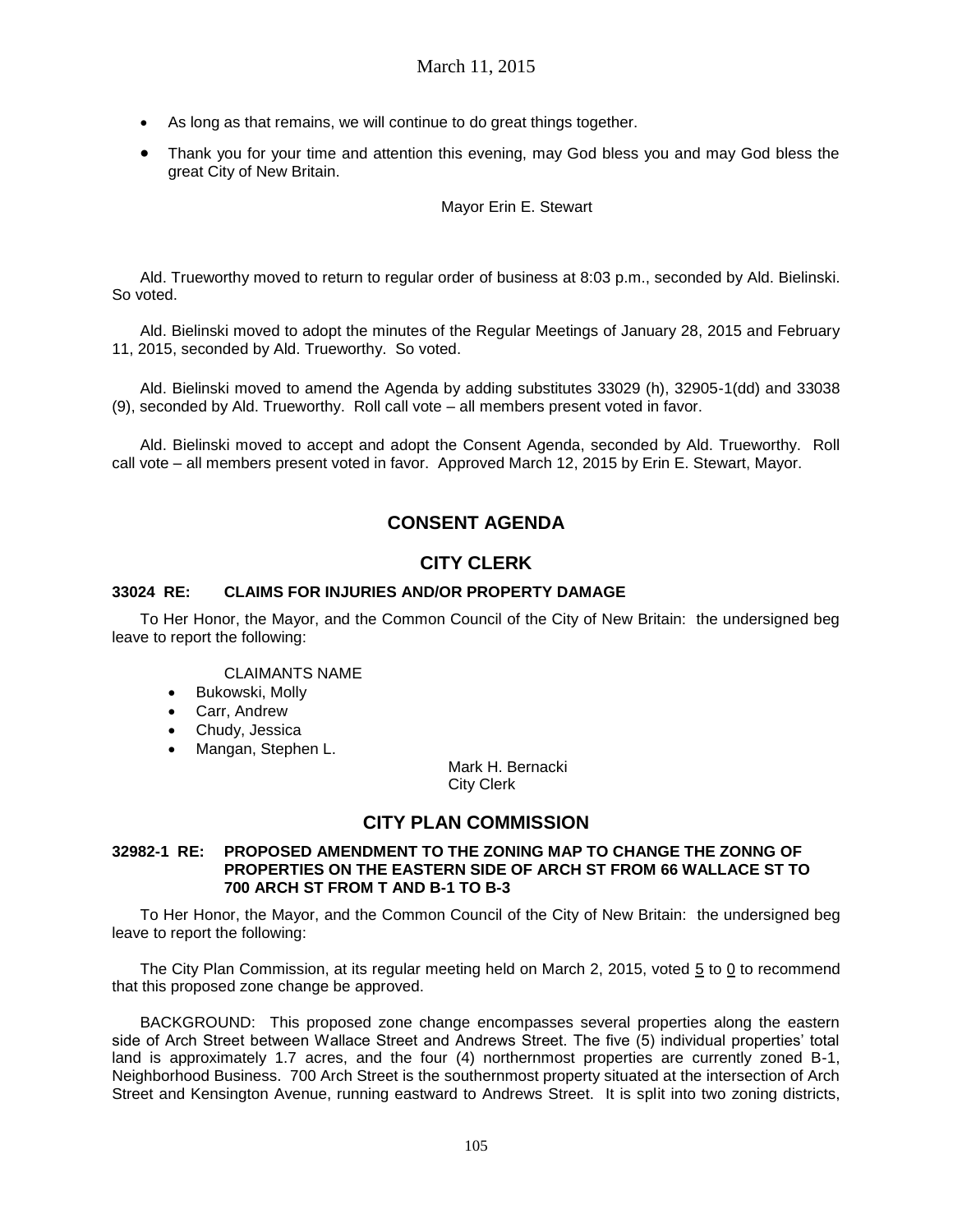- As long as that remains, we will continue to do great things together.
- Thank you for your time and attention this evening, may God bless you and may God bless the great City of New Britain.

Mayor Erin E. Stewart

Ald. Trueworthy moved to return to regular order of business at 8:03 p.m., seconded by Ald. Bielinski. So voted.

Ald. Bielinski moved to adopt the minutes of the Regular Meetings of January 28, 2015 and February 11, 2015, seconded by Ald. Trueworthy. So voted.

Ald. Bielinski moved to amend the Agenda by adding substitutes 33029 (h), 32905-1(dd) and 33038 (9), seconded by Ald. Trueworthy. Roll call vote – all members present voted in favor.

Ald. Bielinski moved to accept and adopt the Consent Agenda, seconded by Ald. Trueworthy. Roll call vote – all members present voted in favor. Approved March 12, 2015 by Erin E. Stewart, Mayor.

## CONSENT AGENDA

## CITY CLERK

### 33024 RE: CLAIMS FOR INJURIES AND/OR PROPERTY DAMAGE

To Her Honor, the Mayor, and the Common Council of the City of New Britain: the undersigned beg leave to report the following:

CLAIMANTS NAME

- Bukowski, Molly
- Carr, Andrew
- Chudy, Jessica
- Mangan, Stephen L.

Mark H. Bernacki
City Clerk

## CITY PLAN COMMISSION

### 32982-1 RE: PROPOSED AMENDMENT TO THE ZONING MAP TO CHANGE THE ZONNG OF PROPERTIES ON THE EASTERN SIDE OF ARCH ST FROM 66 WALLACE ST TO 700 ARCH ST FROM T AND B-1 TO B-3

To Her Honor, the Mayor, and the Common Council of the City of New Britain: the undersigned beg leave to report the following:

The City Plan Commission, at its regular meeting held on March 2, 2015, voted 5 to 0 to recommend that this proposed zone change be approved.

BACKGROUND: This proposed zone change encompasses several properties along the eastern side of Arch Street between Wallace Street and Andrews Street. The five (5) individual properties' total land is approximately 1.7 acres, and the four (4) northernmost properties are currently zoned B-1, Neighborhood Business. 700 Arch Street is the southernmost property situated at the intersection of Arch Street and Kensington Avenue, running eastward to Andrews Street. It is split into two zoning districts,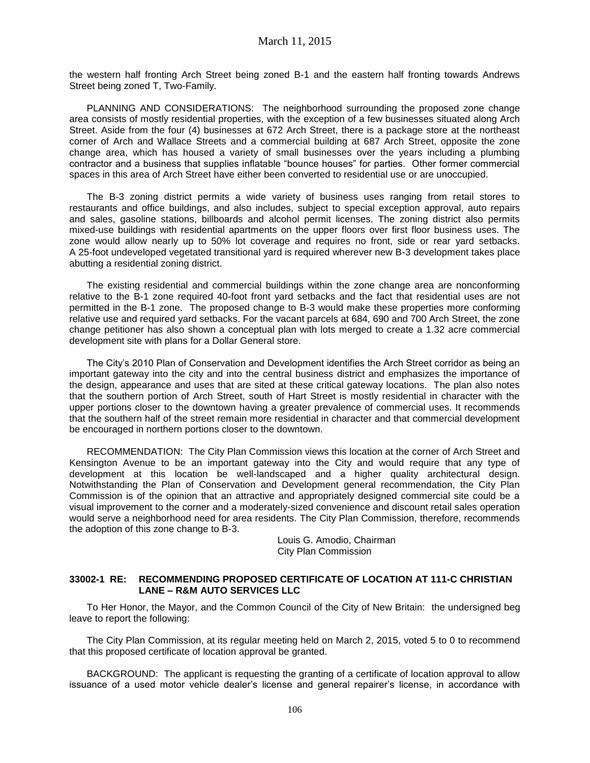the western half fronting Arch Street being zoned B-1 and the eastern half fronting towards Andrews Street being zoned T, Two-Family.

PLANNING AND CONSIDERATIONS: The neighborhood surrounding the proposed zone change area consists of mostly residential properties, with the exception of a few businesses situated along Arch Street. Aside from the four (4) businesses at 672 Arch Street, there is a package store at the northeast corner of Arch and Wallace Streets and a commercial building at 687 Arch Street, opposite the zone change area, which has housed a variety of small businesses over the years including a plumbing contractor and a business that supplies inflatable "bounce houses" for parties. Other former commercial spaces in this area of Arch Street have either been converted to residential use or are unoccupied.

The B-3 zoning district permits a wide variety of business uses ranging from retail stores to restaurants and office buildings, and also includes, subject to special exception approval, auto repairs and sales, gasoline stations, billboards and alcohol permit licenses. The zoning district also permits mixed-use buildings with residential apartments on the upper floors over first floor business uses. The zone would allow nearly up to 50% lot coverage and requires no front, side or rear yard setbacks. A 25-foot undeveloped vegetated transitional yard is required wherever new B-3 development takes place abutting a residential zoning district.

The existing residential and commercial buildings within the zone change area are nonconforming relative to the B-1 zone required 40-foot front yard setbacks and the fact that residential uses are not permitted in the B-1 zone. The proposed change to B-3 would make these properties more conforming relative use and required yard setbacks. For the vacant parcels at 684, 690 and 700 Arch Street, the zone change petitioner has also shown a conceptual plan with lots merged to create a 1.32 acre commercial development site with plans for a Dollar General store.

The City's 2010 Plan of Conservation and Development identifies the Arch Street corridor as being an important gateway into the city and into the central business district and emphasizes the importance of the design, appearance and uses that are sited at these critical gateway locations. The plan also notes that the southern portion of Arch Street, south of Hart Street is mostly residential in character with the upper portions closer to the downtown having a greater prevalence of commercial uses. It recommends that the southern half of the street remain more residential in character and that commercial development be encouraged in northern portions closer to the downtown.

RECOMMENDATION: The City Plan Commission views this location at the corner of Arch Street and Kensington Avenue to be an important gateway into the City and would require that any type of development at this location be well-landscaped and a higher quality architectural design. Notwithstanding the Plan of Conservation and Development general recommendation, the City Plan Commission is of the opinion that an attractive and appropriately designed commercial site could be a visual improvement to the corner and a moderately-sized convenience and discount retail sales operation would serve a neighborhood need for area residents. The City Plan Commission, therefore, recommends the adoption of this zone change to B-3.

Louis G. Amodio, Chairman
City Plan Commission

**33002-1 RE: RECOMMENDING PROPOSED CERTIFICATE OF LOCATION AT 111-C CHRISTIAN LANE – R&M AUTO SERVICES LLC**

To Her Honor, the Mayor, and the Common Council of the City of New Britain: the undersigned beg leave to report the following:

The City Plan Commission, at its regular meeting held on March 2, 2015, voted 5 to 0 to recommend that this proposed certificate of location approval be granted.

BACKGROUND: The applicant is requesting the granting of a certificate of location approval to allow issuance of a used motor vehicle dealer's license and general repairer's license, in accordance with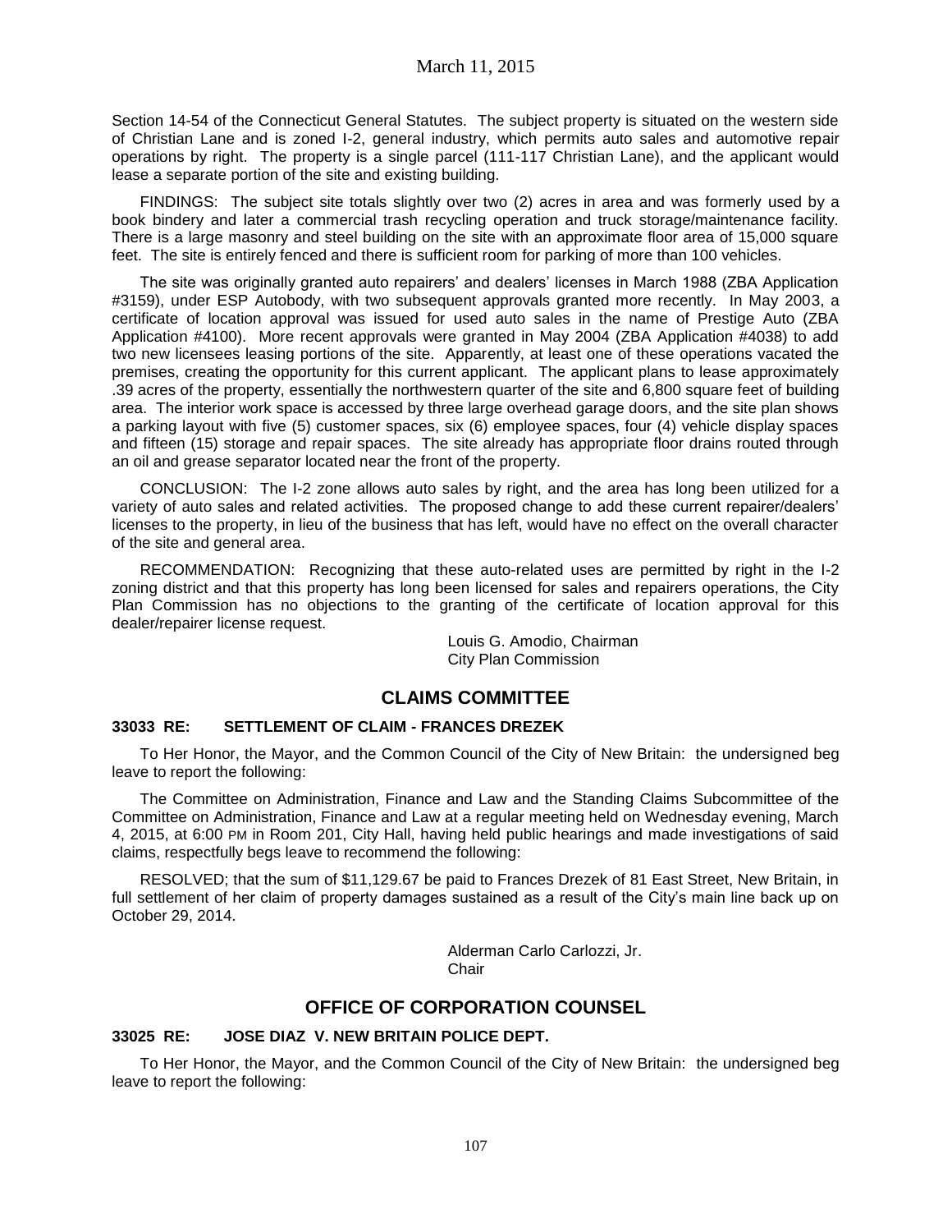Section 14-54 of the Connecticut General Statutes. The subject property is situated on the western side of Christian Lane and is zoned I-2, general industry, which permits auto sales and automotive repair operations by right. The property is a single parcel (111-117 Christian Lane), and the applicant would lease a separate portion of the site and existing building.

FINDINGS: The subject site totals slightly over two (2) acres in area and was formerly used by a book bindery and later a commercial trash recycling operation and truck storage/maintenance facility. There is a large masonry and steel building on the site with an approximate floor area of 15,000 square feet. The site is entirely fenced and there is sufficient room for parking of more than 100 vehicles.

The site was originally granted auto repairers' and dealers' licenses in March 1988 (ZBA Application #3159), under ESP Autobody, with two subsequent approvals granted more recently. In May 2003, a certificate of location approval was issued for used auto sales in the name of Prestige Auto (ZBA Application #4100). More recent approvals were granted in May 2004 (ZBA Application #4038) to add two new licensees leasing portions of the site. Apparently, at least one of these operations vacated the premises, creating the opportunity for this current applicant. The applicant plans to lease approximately .39 acres of the property, essentially the northwestern quarter of the site and 6,800 square feet of building area. The interior work space is accessed by three large overhead garage doors, and the site plan shows a parking layout with five (5) customer spaces, six (6) employee spaces, four (4) vehicle display spaces and fifteen (15) storage and repair spaces. The site already has appropriate floor drains routed through an oil and grease separator located near the front of the property.

CONCLUSION: The I-2 zone allows auto sales by right, and the area has long been utilized for a variety of auto sales and related activities. The proposed change to add these current repairer/dealers' licenses to the property, in lieu of the business that has left, would have no effect on the overall character of the site and general area.

RECOMMENDATION: Recognizing that these auto-related uses are permitted by right in the I-2 zoning district and that this property has long been licensed for sales and repairers operations, the City Plan Commission has no objections to the granting of the certificate of location approval for this dealer/repairer license request.

Louis G. Amodio, Chairman
City Plan Commission

## CLAIMS COMMITTEE

### 33033 RE: SETTLEMENT OF CLAIM - FRANCES DREZEK

To Her Honor, the Mayor, and the Common Council of the City of New Britain: the undersigned beg leave to report the following:

The Committee on Administration, Finance and Law and the Standing Claims Subcommittee of the Committee on Administration, Finance and Law at a regular meeting held on Wednesday evening, March 4, 2015, at 6:00 PM in Room 201, City Hall, having held public hearings and made investigations of said claims, respectfully begs leave to recommend the following:

RESOLVED; that the sum of $11,129.67 be paid to Frances Drezek of 81 East Street, New Britain, in full settlement of her claim of property damages sustained as a result of the City's main line back up on October 29, 2014.

Alderman Carlo Carlozzi, Jr.
Chair

## OFFICE OF CORPORATION COUNSEL

### 33025 RE: JOSE DIAZ V. NEW BRITAIN POLICE DEPT.

To Her Honor, the Mayor, and the Common Council of the City of New Britain: the undersigned beg leave to report the following: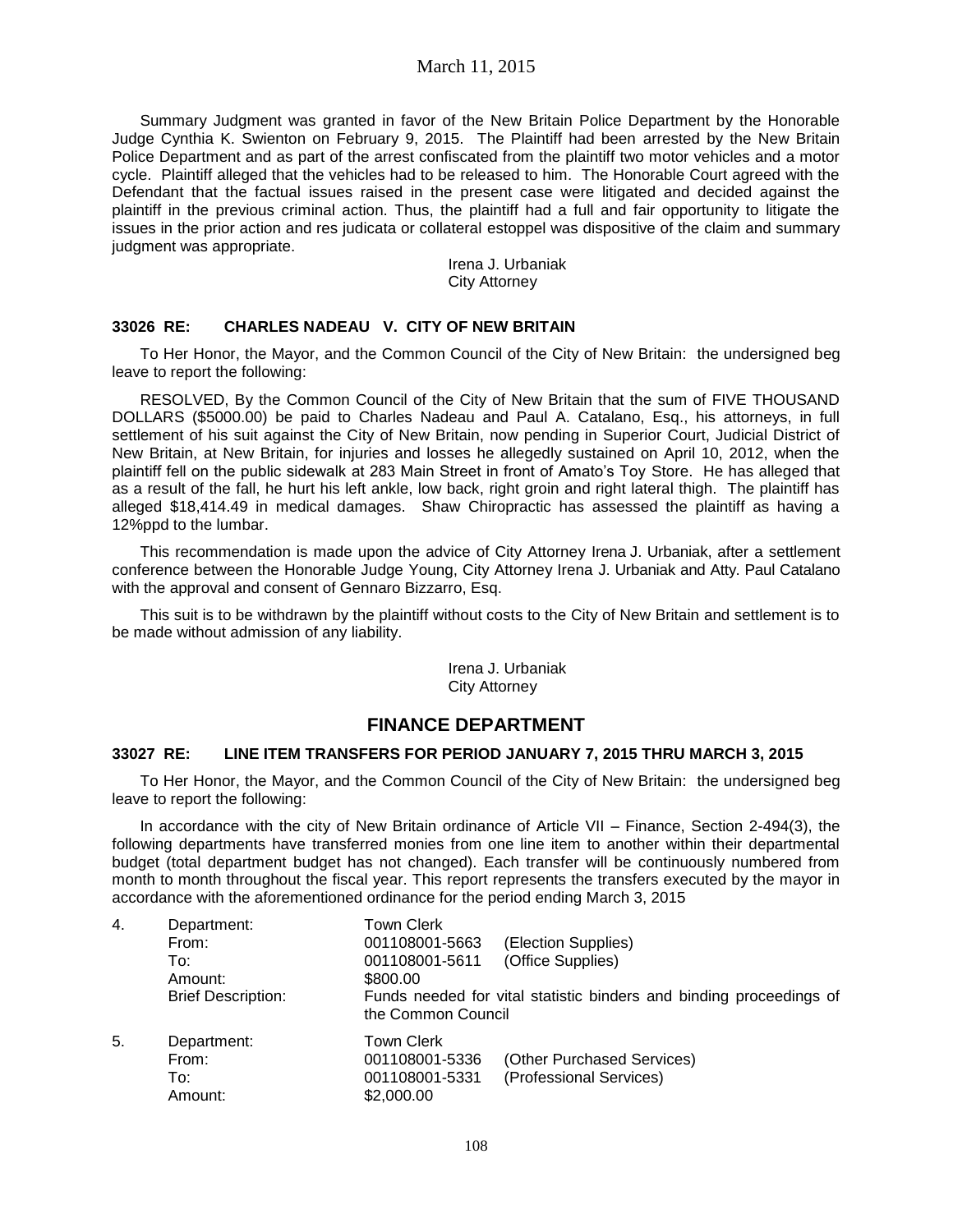Summary Judgment was granted in favor of the New Britain Police Department by the Honorable Judge Cynthia K. Swienton on February 9, 2015. The Plaintiff had been arrested by the New Britain Police Department and as part of the arrest confiscated from the plaintiff two motor vehicles and a motor cycle. Plaintiff alleged that the vehicles had to be released to him. The Honorable Court agreed with the Defendant that the factual issues raised in the present case were litigated and decided against the plaintiff in the previous criminal action. Thus, the plaintiff had a full and fair opportunity to litigate the issues in the prior action and res judicata or collateral estoppel was dispositive of the claim and summary judgment was appropriate.

Irena J. Urbaniak
City Attorney

### 33026 RE: CHARLES NADEAU V. CITY OF NEW BRITAIN

To Her Honor, the Mayor, and the Common Council of the City of New Britain: the undersigned beg leave to report the following:

RESOLVED, By the Common Council of the City of New Britain that the sum of FIVE THOUSAND DOLLARS ($5000.00) be paid to Charles Nadeau and Paul A. Catalano, Esq., his attorneys, in full settlement of his suit against the City of New Britain, now pending in Superior Court, Judicial District of New Britain, at New Britain, for injuries and losses he allegedly sustained on April 10, 2012, when the plaintiff fell on the public sidewalk at 283 Main Street in front of Amato's Toy Store. He has alleged that as a result of the fall, he hurt his left ankle, low back, right groin and right lateral thigh. The plaintiff has alleged $18,414.49 in medical damages. Shaw Chiropractic has assessed the plaintiff as having a 12%ppd to the lumbar.

This recommendation is made upon the advice of City Attorney Irena J. Urbaniak, after a settlement conference between the Honorable Judge Young, City Attorney Irena J. Urbaniak and Atty. Paul Catalano with the approval and consent of Gennaro Bizzarro, Esq.

This suit is to be withdrawn by the plaintiff without costs to the City of New Britain and settlement is to be made without admission of any liability.

Irena J. Urbaniak
City Attorney

## FINANCE DEPARTMENT

### 33027 RE: LINE ITEM TRANSFERS FOR PERIOD JANUARY 7, 2015 THRU MARCH 3, 2015

To Her Honor, the Mayor, and the Common Council of the City of New Britain: the undersigned beg leave to report the following:

In accordance with the city of New Britain ordinance of Article VII – Finance, Section 2-494(3), the following departments have transferred monies from one line item to another within their departmental budget (total department budget has not changed). Each transfer will be continuously numbered from month to month throughout the fiscal year. This report represents the transfers executed by the mayor in accordance with the aforementioned ordinance for the period ending March 3, 2015

4. Department: Town Clerk
   From: 001108001-5663 (Election Supplies)
   To: 001108001-5611 (Office Supplies)
   Amount: $800.00
   Brief Description: Funds needed for vital statistic binders and binding proceedings of the Common Council

5. Department: Town Clerk
   From: 001108001-5336 (Other Purchased Services)
   To: 001108001-5331 (Professional Services)
   Amount: $2,000.00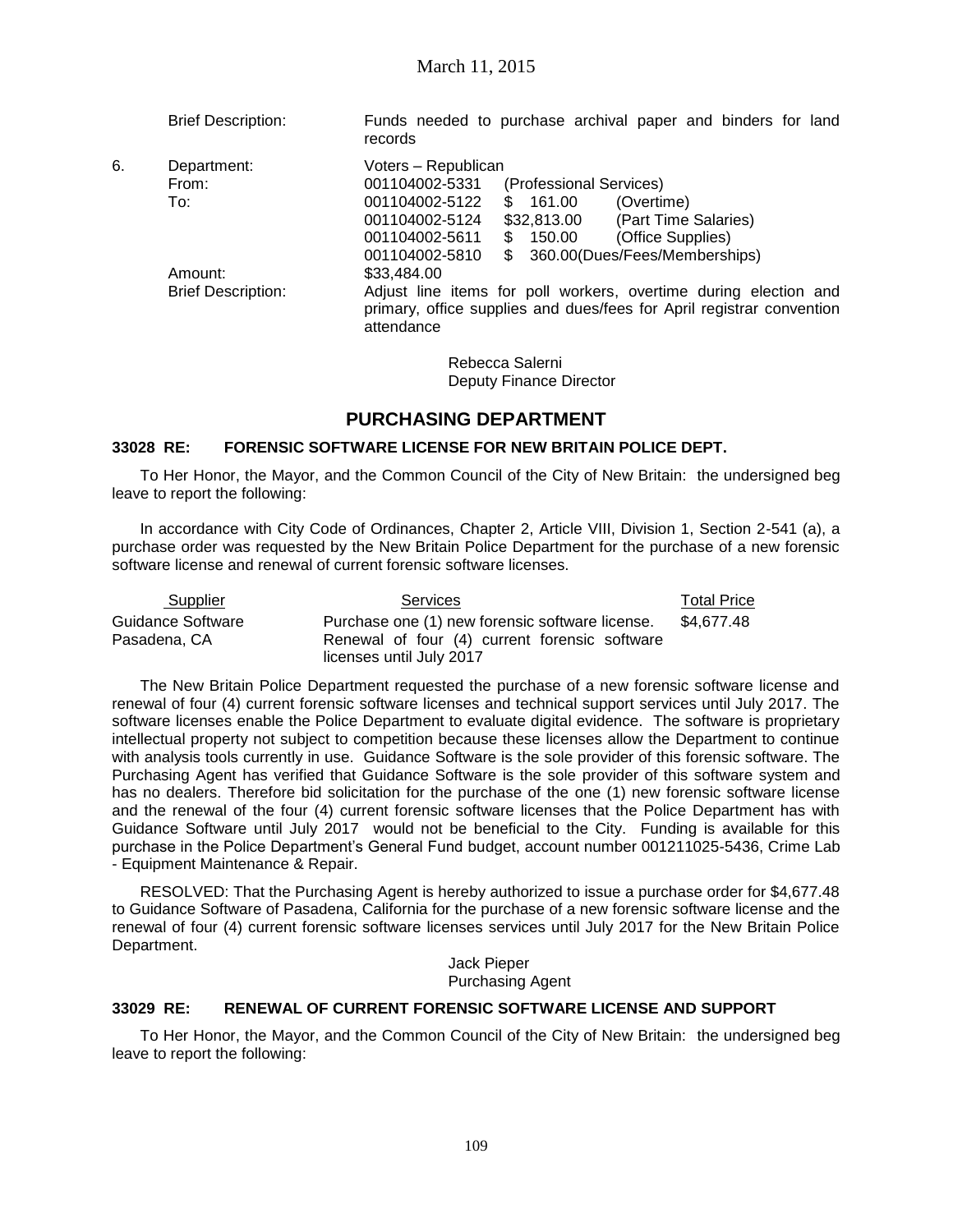Brief Description: Funds needed to purchase archival paper and binders for land records

6. Department: Voters – Republican
   From: 001104002-5331 (Professional Services)
   To: 001104002-5122 $ 161.00 (Overtime)
   001104002-5124 $32,813.00 (Part Time Salaries)
   001104002-5611 $ 150.00 (Office Supplies)
   001104002-5810 $ 360.00(Dues/Fees/Memberships)
   Amount: $33,484.00
   Brief Description: Adjust line items for poll workers, overtime during election and primary, office supplies and dues/fees for April registrar convention attendance

Rebecca Salerni
Deputy Finance Director

## PURCHASING DEPARTMENT

### 33028 RE: FORENSIC SOFTWARE LICENSE FOR NEW BRITAIN POLICE DEPT.

To Her Honor, the Mayor, and the Common Council of the City of New Britain: the undersigned beg leave to report the following:

In accordance with City Code of Ordinances, Chapter 2, Article VIII, Division 1, Section 2-541 (a), a purchase order was requested by the New Britain Police Department for the purchase of a new forensic software license and renewal of current forensic software licenses.

| Supplier | Services | Total Price |
|---|---|---|
| Guidance Software Pasadena, CA | Purchase one (1) new forensic software license. Renewal of four (4) current forensic software licenses until July 2017 | $4,677.48 |

The New Britain Police Department requested the purchase of a new forensic software license and renewal of four (4) current forensic software licenses and technical support services until July 2017. The software licenses enable the Police Department to evaluate digital evidence. The software is proprietary intellectual property not subject to competition because these licenses allow the Department to continue with analysis tools currently in use. Guidance Software is the sole provider of this forensic software. The Purchasing Agent has verified that Guidance Software is the sole provider of this software system and has no dealers. Therefore bid solicitation for the purchase of the one (1) new forensic software license and the renewal of the four (4) current forensic software licenses that the Police Department has with Guidance Software until July 2017 would not be beneficial to the City. Funding is available for this purchase in the Police Department's General Fund budget, account number 001211025-5436, Crime Lab - Equipment Maintenance & Repair.

RESOLVED: That the Purchasing Agent is hereby authorized to issue a purchase order for $4,677.48 to Guidance Software of Pasadena, California for the purchase of a new forensic software license and the renewal of four (4) current forensic software licenses services until July 2017 for the New Britain Police Department.

Jack Pieper
Purchasing Agent

### 33029 RE: RENEWAL OF CURRENT FORENSIC SOFTWARE LICENSE AND SUPPORT

To Her Honor, the Mayor, and the Common Council of the City of New Britain: the undersigned beg leave to report the following: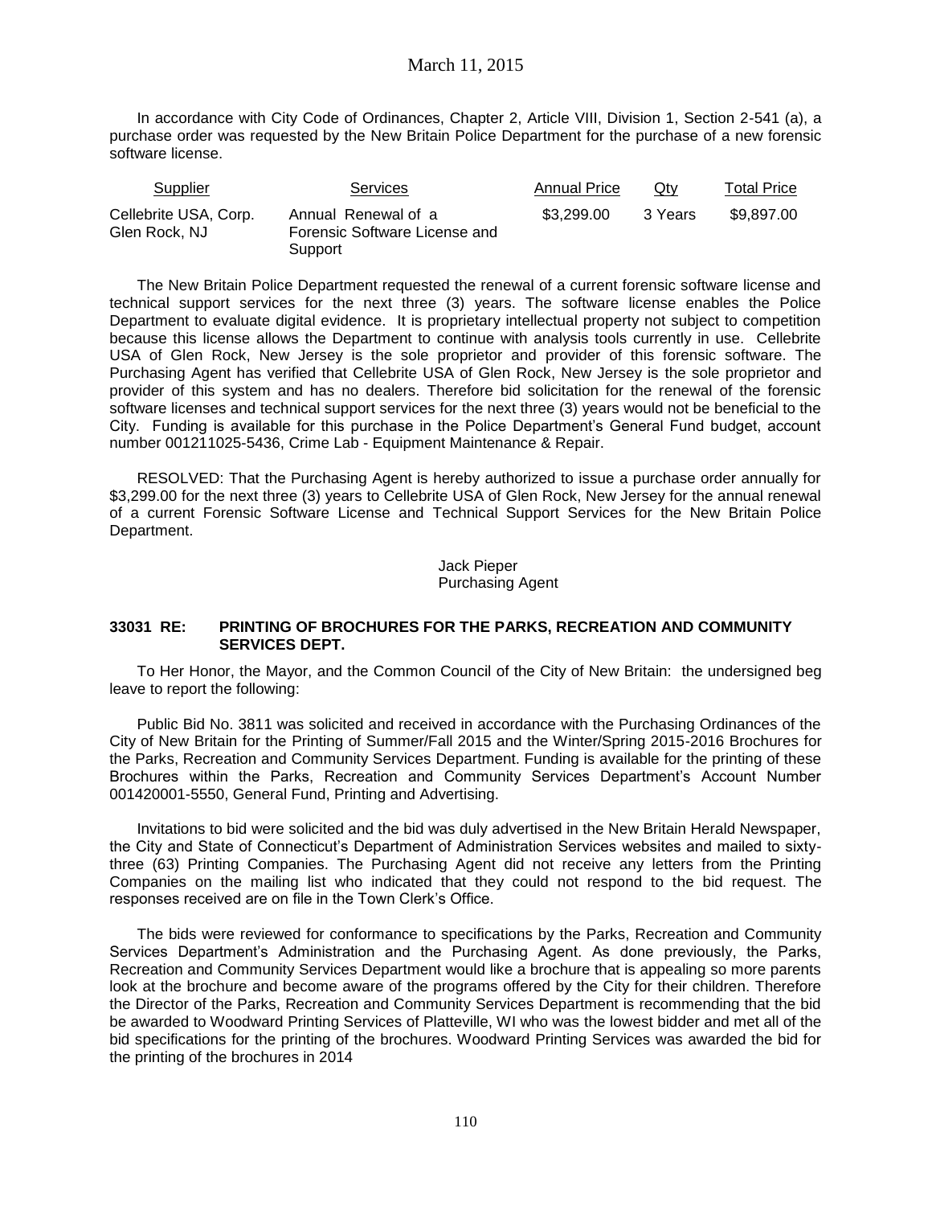March 11, 2015

In accordance with City Code of Ordinances, Chapter 2, Article VIII, Division 1, Section 2-541 (a), a purchase order was requested by the New Britain Police Department for the purchase of a new forensic software license.

| Supplier | Services | Annual Price | Qty | Total Price |
|---|---|---|---|---|
| Cellebrite USA, Corp. Glen Rock, NJ | Annual Renewal of a Forensic Software License and Support | \$3,299.00 | 3 Years | \$9,897.00 |

The New Britain Police Department requested the renewal of a current forensic software license and technical support services for the next three (3) years. The software license enables the Police Department to evaluate digital evidence. It is proprietary intellectual property not subject to competition because this license allows the Department to continue with analysis tools currently in use. Cellebrite USA of Glen Rock, New Jersey is the sole proprietor and provider of this forensic software. The Purchasing Agent has verified that Cellebrite USA of Glen Rock, New Jersey is the sole proprietor and provider of this system and has no dealers. Therefore bid solicitation for the renewal of the forensic software licenses and technical support services for the next three (3) years would not be beneficial to the City. Funding is available for this purchase in the Police Department's General Fund budget, account number 001211025-5436, Crime Lab - Equipment Maintenance & Repair.

RESOLVED: That the Purchasing Agent is hereby authorized to issue a purchase order annually for \$3,299.00 for the next three (3) years to Cellebrite USA of Glen Rock, New Jersey for the annual renewal of a current Forensic Software License and Technical Support Services for the New Britain Police Department.

Jack Pieper
Purchasing Agent

**33031 RE: PRINTING OF BROCHURES FOR THE PARKS, RECREATION AND COMMUNITY SERVICES DEPT.**

To Her Honor, the Mayor, and the Common Council of the City of New Britain: the undersigned beg leave to report the following:

Public Bid No. 3811 was solicited and received in accordance with the Purchasing Ordinances of the City of New Britain for the Printing of Summer/Fall 2015 and the Winter/Spring 2015-2016 Brochures for the Parks, Recreation and Community Services Department. Funding is available for the printing of these Brochures within the Parks, Recreation and Community Services Department's Account Number 001420001-5550, General Fund, Printing and Advertising.

Invitations to bid were solicited and the bid was duly advertised in the New Britain Herald Newspaper, the City and State of Connecticut's Department of Administration Services websites and mailed to sixty-three (63) Printing Companies. The Purchasing Agent did not receive any letters from the Printing Companies on the mailing list who indicated that they could not respond to the bid request. The responses received are on file in the Town Clerk's Office.

The bids were reviewed for conformance to specifications by the Parks, Recreation and Community Services Department's Administration and the Purchasing Agent. As done previously, the Parks, Recreation and Community Services Department would like a brochure that is appealing so more parents look at the brochure and become aware of the programs offered by the City for their children. Therefore the Director of the Parks, Recreation and Community Services Department is recommending that the bid be awarded to Woodward Printing Services of Platteville, WI who was the lowest bidder and met all of the bid specifications for the printing of the brochures. Woodward Printing Services was awarded the bid for the printing of the brochures in 2014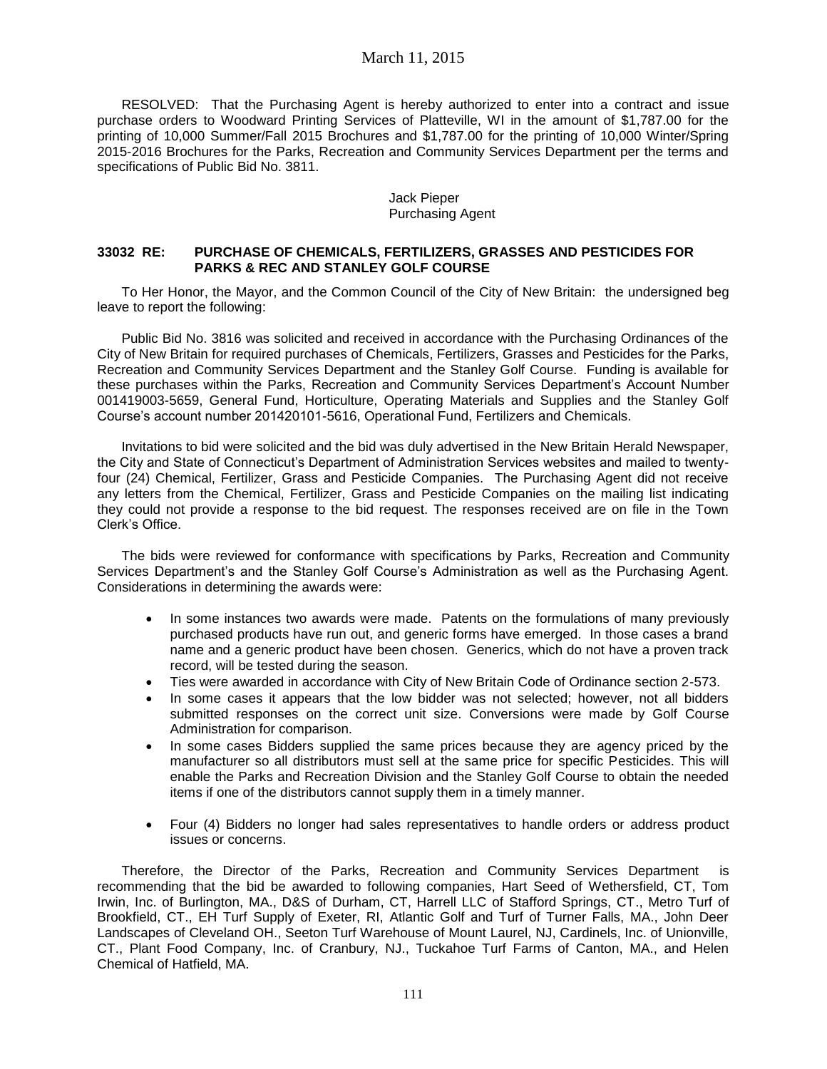RESOLVED: That the Purchasing Agent is hereby authorized to enter into a contract and issue purchase orders to Woodward Printing Services of Platteville, WI in the amount of $1,787.00 for the printing of 10,000 Summer/Fall 2015 Brochures and $1,787.00 for the printing of 10,000 Winter/Spring 2015-2016 Brochures for the Parks, Recreation and Community Services Department per the terms and specifications of Public Bid No. 3811.

Jack Pieper
Purchasing Agent

**33032 RE: PURCHASE OF CHEMICALS, FERTILIZERS, GRASSES AND PESTICIDES FOR PARKS & REC AND STANLEY GOLF COURSE**

To Her Honor, the Mayor, and the Common Council of the City of New Britain: the undersigned beg leave to report the following:

Public Bid No. 3816 was solicited and received in accordance with the Purchasing Ordinances of the City of New Britain for required purchases of Chemicals, Fertilizers, Grasses and Pesticides for the Parks, Recreation and Community Services Department and the Stanley Golf Course. Funding is available for these purchases within the Parks, Recreation and Community Services Department's Account Number 001419003-5659, General Fund, Horticulture, Operating Materials and Supplies and the Stanley Golf Course's account number 201420101-5616, Operational Fund, Fertilizers and Chemicals.

Invitations to bid were solicited and the bid was duly advertised in the New Britain Herald Newspaper, the City and State of Connecticut's Department of Administration Services websites and mailed to twenty-four (24) Chemical, Fertilizer, Grass and Pesticide Companies. The Purchasing Agent did not receive any letters from the Chemical, Fertilizer, Grass and Pesticide Companies on the mailing list indicating they could not provide a response to the bid request. The responses received are on file in the Town Clerk's Office.

The bids were reviewed for conformance with specifications by Parks, Recreation and Community Services Department's and the Stanley Golf Course's Administration as well as the Purchasing Agent. Considerations in determining the awards were:

- In some instances two awards were made. Patents on the formulations of many previously purchased products have run out, and generic forms have emerged. In those cases a brand name and a generic product have been chosen. Generics, which do not have a proven track record, will be tested during the season.
- Ties were awarded in accordance with City of New Britain Code of Ordinance section 2-573.
- In some cases it appears that the low bidder was not selected; however, not all bidders submitted responses on the correct unit size. Conversions were made by Golf Course Administration for comparison.
- In some cases Bidders supplied the same prices because they are agency priced by the manufacturer so all distributors must sell at the same price for specific Pesticides. This will enable the Parks and Recreation Division and the Stanley Golf Course to obtain the needed items if one of the distributors cannot supply them in a timely manner.
- Four (4) Bidders no longer had sales representatives to handle orders or address product issues or concerns.

Therefore, the Director of the Parks, Recreation and Community Services Department is recommending that the bid be awarded to following companies, Hart Seed of Wethersfield, CT, Tom Irwin, Inc. of Burlington, MA., D&S of Durham, CT, Harrell LLC of Stafford Springs, CT., Metro Turf of Brookfield, CT., EH Turf Supply of Exeter, RI, Atlantic Golf and Turf of Turner Falls, MA., John Deer Landscapes of Cleveland OH., Seeton Turf Warehouse of Mount Laurel, NJ, Cardinels, Inc. of Unionville, CT., Plant Food Company, Inc. of Cranbury, NJ., Tuckahoe Turf Farms of Canton, MA., and Helen Chemical of Hatfield, MA.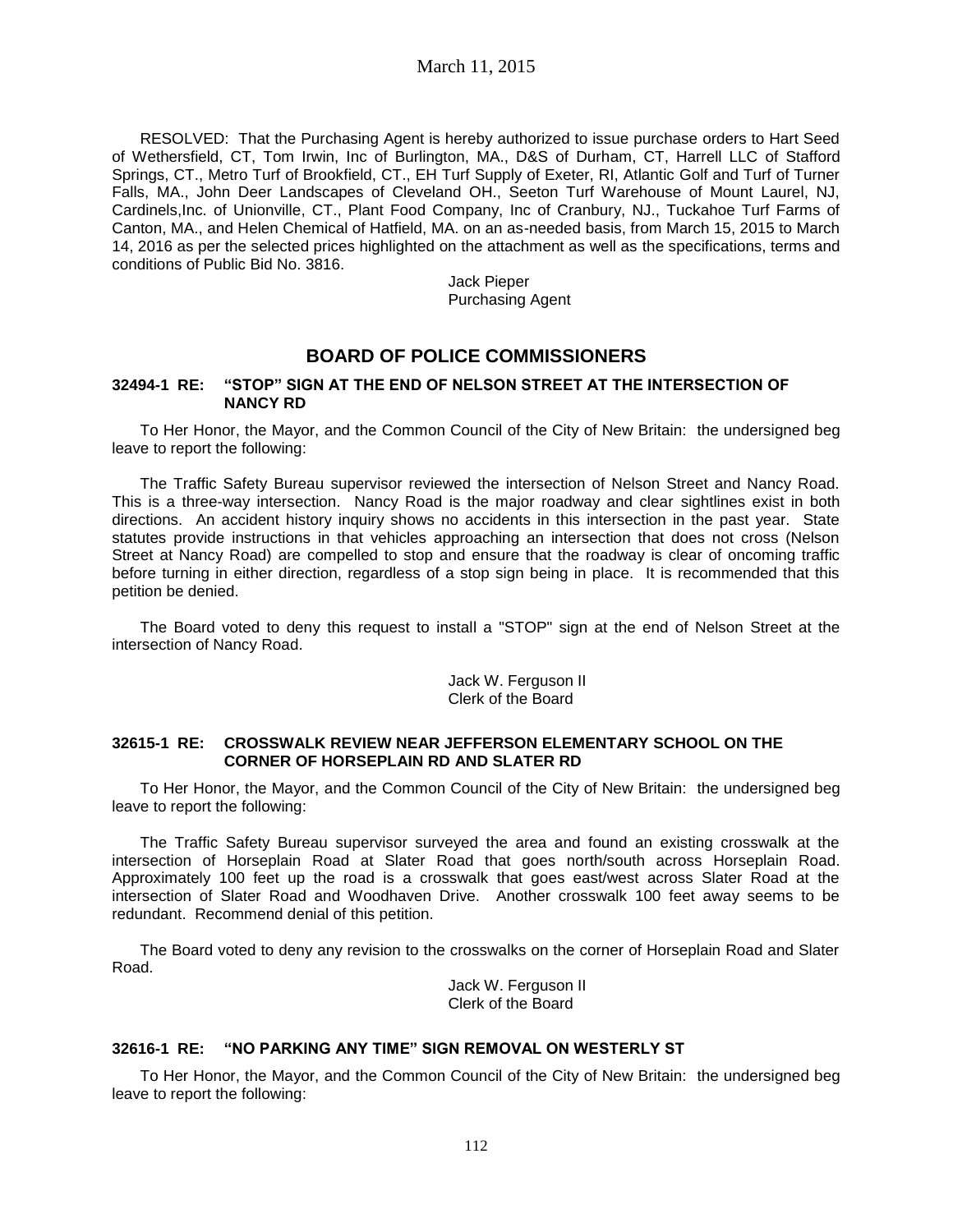RESOLVED: That the Purchasing Agent is hereby authorized to issue purchase orders to Hart Seed of Wethersfield, CT, Tom Irwin, Inc of Burlington, MA., D&S of Durham, CT, Harrell LLC of Stafford Springs, CT., Metro Turf of Brookfield, CT., EH Turf Supply of Exeter, RI, Atlantic Golf and Turf of Turner Falls, MA., John Deer Landscapes of Cleveland OH., Seeton Turf Warehouse of Mount Laurel, NJ, Cardinels,Inc. of Unionville, CT., Plant Food Company, Inc of Cranbury, NJ., Tuckahoe Turf Farms of Canton, MA., and Helen Chemical of Hatfield, MA. on an as-needed basis, from March 15, 2015 to March 14, 2016 as per the selected prices highlighted on the attachment as well as the specifications, terms and conditions of Public Bid No. 3816.

Jack Pieper
Purchasing Agent

## BOARD OF POLICE COMMISSIONERS

### 32494-1 RE: "STOP" SIGN AT THE END OF NELSON STREET AT THE INTERSECTION OF NANCY RD

To Her Honor, the Mayor, and the Common Council of the City of New Britain: the undersigned beg leave to report the following:

The Traffic Safety Bureau supervisor reviewed the intersection of Nelson Street and Nancy Road. This is a three-way intersection. Nancy Road is the major roadway and clear sightlines exist in both directions. An accident history inquiry shows no accidents in this intersection in the past year. State statutes provide instructions in that vehicles approaching an intersection that does not cross (Nelson Street at Nancy Road) are compelled to stop and ensure that the roadway is clear of oncoming traffic before turning in either direction, regardless of a stop sign being in place. It is recommended that this petition be denied.

The Board voted to deny this request to install a "STOP" sign at the end of Nelson Street at the intersection of Nancy Road.

Jack W. Ferguson II
Clerk of the Board

### 32615-1 RE: CROSSWALK REVIEW NEAR JEFFERSON ELEMENTARY SCHOOL ON THE CORNER OF HORSEPLAIN RD AND SLATER RD

To Her Honor, the Mayor, and the Common Council of the City of New Britain: the undersigned beg leave to report the following:

The Traffic Safety Bureau supervisor surveyed the area and found an existing crosswalk at the intersection of Horseplain Road at Slater Road that goes north/south across Horseplain Road. Approximately 100 feet up the road is a crosswalk that goes east/west across Slater Road at the intersection of Slater Road and Woodhaven Drive. Another crosswalk 100 feet away seems to be redundant. Recommend denial of this petition.

The Board voted to deny any revision to the crosswalks on the corner of Horseplain Road and Slater Road.

Jack W. Ferguson II
Clerk of the Board

### 32616-1 RE: "NO PARKING ANY TIME" SIGN REMOVAL ON WESTERLY ST

To Her Honor, the Mayor, and the Common Council of the City of New Britain: the undersigned beg leave to report the following: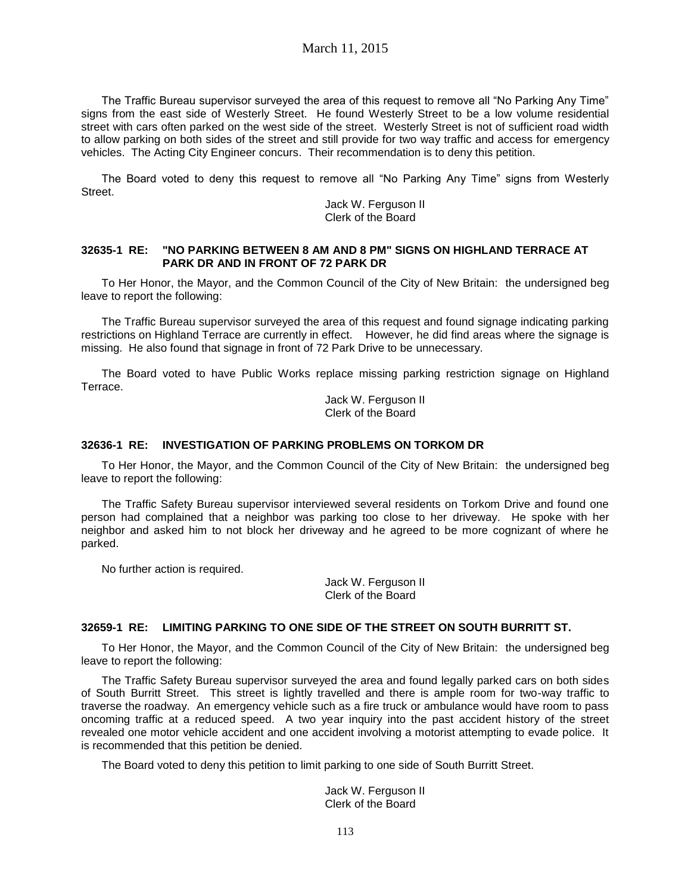The Traffic Bureau supervisor surveyed the area of this request to remove all “No Parking Any Time” signs from the east side of Westerly Street. He found Westerly Street to be a low volume residential street with cars often parked on the west side of the street. Westerly Street is not of sufficient road width to allow parking on both sides of the street and still provide for two way traffic and access for emergency vehicles. The Acting City Engineer concurs. Their recommendation is to deny this petition.

The Board voted to deny this request to remove all “No Parking Any Time” signs from Westerly Street.

Jack W. Ferguson II
Clerk of the Board

**32635-1 RE: "NO PARKING BETWEEN 8 AM AND 8 PM" SIGNS ON HIGHLAND TERRACE AT PARK DR AND IN FRONT OF 72 PARK DR**

To Her Honor, the Mayor, and the Common Council of the City of New Britain: the undersigned beg leave to report the following:

The Traffic Bureau supervisor surveyed the area of this request and found signage indicating parking restrictions on Highland Terrace are currently in effect. However, he did find areas where the signage is missing. He also found that signage in front of 72 Park Drive to be unnecessary.

The Board voted to have Public Works replace missing parking restriction signage on Highland Terrace.

Jack W. Ferguson II
Clerk of the Board

**32636-1 RE: INVESTIGATION OF PARKING PROBLEMS ON TORKOM DR**

To Her Honor, the Mayor, and the Common Council of the City of New Britain: the undersigned beg leave to report the following:

The Traffic Safety Bureau supervisor interviewed several residents on Torkom Drive and found one person had complained that a neighbor was parking too close to her driveway. He spoke with her neighbor and asked him to not block her driveway and he agreed to be more cognizant of where he parked.

No further action is required.

Jack W. Ferguson II
Clerk of the Board

**32659-1 RE: LIMITING PARKING TO ONE SIDE OF THE STREET ON SOUTH BURRITT ST.**

To Her Honor, the Mayor, and the Common Council of the City of New Britain: the undersigned beg leave to report the following:

The Traffic Safety Bureau supervisor surveyed the area and found legally parked cars on both sides of South Burritt Street. This street is lightly travelled and there is ample room for two-way traffic to traverse the roadway. An emergency vehicle such as a fire truck or ambulance would have room to pass oncoming traffic at a reduced speed. A two year inquiry into the past accident history of the street revealed one motor vehicle accident and one accident involving a motorist attempting to evade police. It is recommended that this petition be denied.

The Board voted to deny this petition to limit parking to one side of South Burritt Street.

Jack W. Ferguson II
Clerk of the Board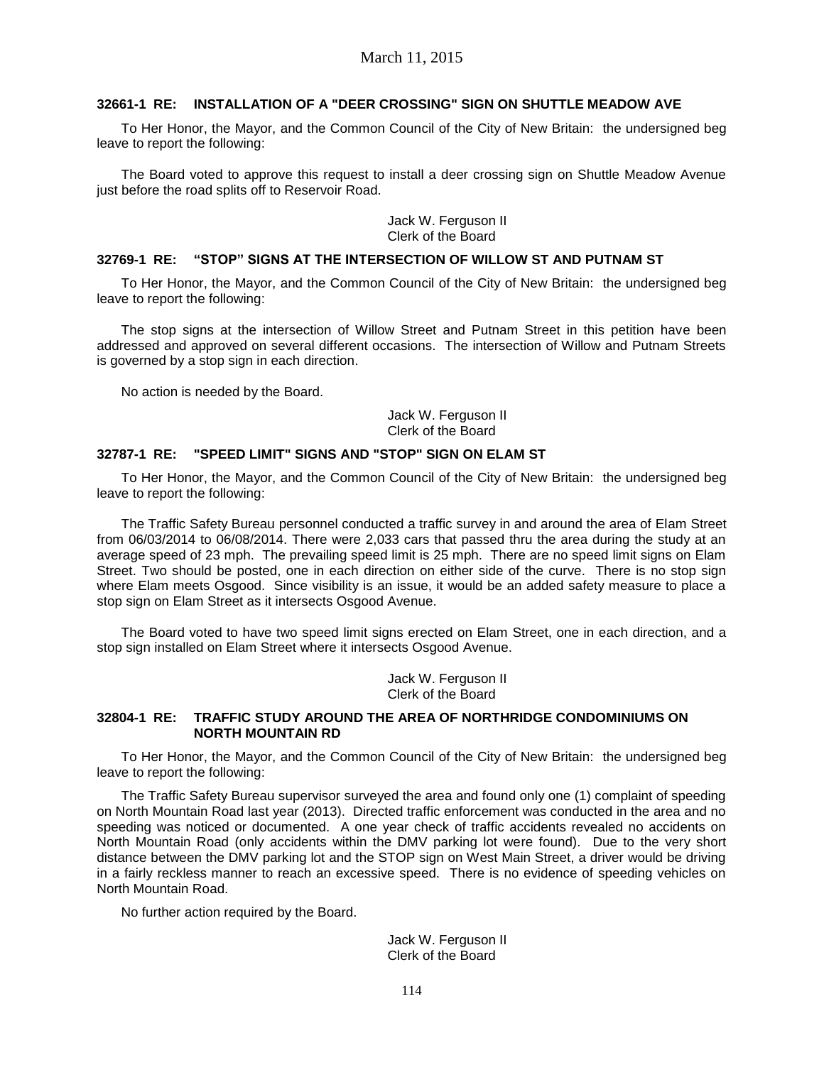### 32661-1 RE: INSTALLATION OF A "DEER CROSSING" SIGN ON SHUTTLE MEADOW AVE

To Her Honor, the Mayor, and the Common Council of the City of New Britain: the undersigned beg leave to report the following:

The Board voted to approve this request to install a deer crossing sign on Shuttle Meadow Avenue just before the road splits off to Reservoir Road.

Jack W. Ferguson II
Clerk of the Board

### 32769-1 RE: "STOP" SIGNS AT THE INTERSECTION OF WILLOW ST AND PUTNAM ST

To Her Honor, the Mayor, and the Common Council of the City of New Britain: the undersigned beg leave to report the following:

The stop signs at the intersection of Willow Street and Putnam Street in this petition have been addressed and approved on several different occasions. The intersection of Willow and Putnam Streets is governed by a stop sign in each direction.

No action is needed by the Board.

Jack W. Ferguson II
Clerk of the Board

### 32787-1 RE: "SPEED LIMIT" SIGNS AND "STOP" SIGN ON ELAM ST

To Her Honor, the Mayor, and the Common Council of the City of New Britain: the undersigned beg leave to report the following:

The Traffic Safety Bureau personnel conducted a traffic survey in and around the area of Elam Street from 06/03/2014 to 06/08/2014. There were 2,033 cars that passed thru the area during the study at an average speed of 23 mph. The prevailing speed limit is 25 mph. There are no speed limit signs on Elam Street. Two should be posted, one in each direction on either side of the curve. There is no stop sign where Elam meets Osgood. Since visibility is an issue, it would be an added safety measure to place a stop sign on Elam Street as it intersects Osgood Avenue.

The Board voted to have two speed limit signs erected on Elam Street, one in each direction, and a stop sign installed on Elam Street where it intersects Osgood Avenue.

Jack W. Ferguson II
Clerk of the Board

### 32804-1 RE: TRAFFIC STUDY AROUND THE AREA OF NORTHRIDGE CONDOMINIUMS ON NORTH MOUNTAIN RD

To Her Honor, the Mayor, and the Common Council of the City of New Britain: the undersigned beg leave to report the following:

The Traffic Safety Bureau supervisor surveyed the area and found only one (1) complaint of speeding on North Mountain Road last year (2013). Directed traffic enforcement was conducted in the area and no speeding was noticed or documented. A one year check of traffic accidents revealed no accidents on North Mountain Road (only accidents within the DMV parking lot were found). Due to the very short distance between the DMV parking lot and the STOP sign on West Main Street, a driver would be driving in a fairly reckless manner to reach an excessive speed. There is no evidence of speeding vehicles on North Mountain Road.

No further action required by the Board.

Jack W. Ferguson II
Clerk of the Board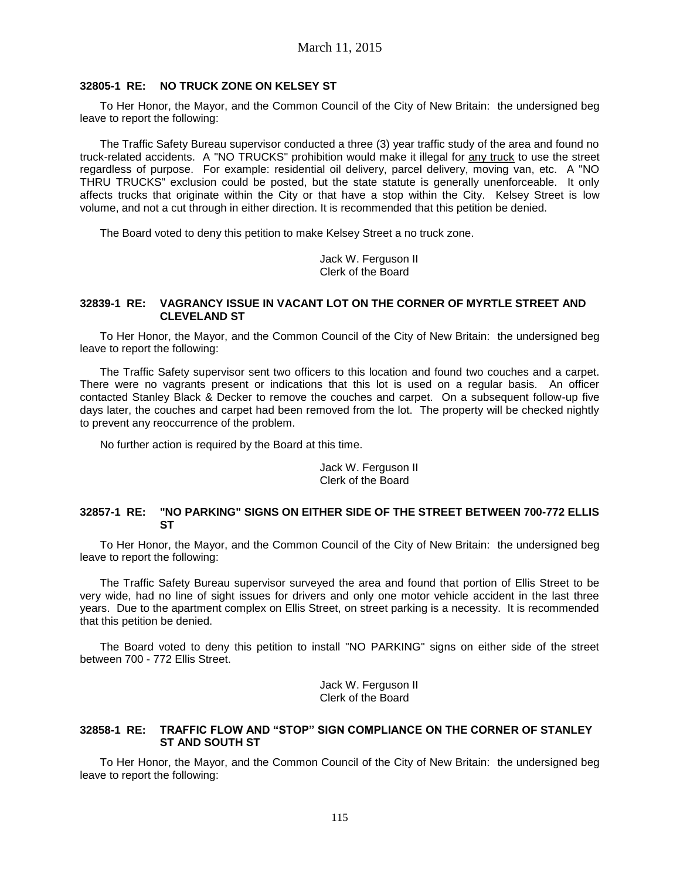**32805-1 RE: NO TRUCK ZONE ON KELSEY ST**

To Her Honor, the Mayor, and the Common Council of the City of New Britain: the undersigned beg leave to report the following:

The Traffic Safety Bureau supervisor conducted a three (3) year traffic study of the area and found no truck-related accidents. A "NO TRUCKS" prohibition would make it illegal for <u>any truck</u> to use the street regardless of purpose. For example: residential oil delivery, parcel delivery, moving van, etc. A "NO THRU TRUCKS" exclusion could be posted, but the state statute is generally unenforceable. It only affects trucks that originate within the City or that have a stop within the City. Kelsey Street is low volume, and not a cut through in either direction. It is recommended that this petition be denied.

The Board voted to deny this petition to make Kelsey Street a no truck zone.

Jack W. Ferguson II
Clerk of the Board

**32839-1 RE: VAGRANCY ISSUE IN VACANT LOT ON THE CORNER OF MYRTLE STREET AND CLEVELAND ST**

To Her Honor, the Mayor, and the Common Council of the City of New Britain: the undersigned beg leave to report the following:

The Traffic Safety supervisor sent two officers to this location and found two couches and a carpet. There were no vagrants present or indications that this lot is used on a regular basis. An officer contacted Stanley Black & Decker to remove the couches and carpet. On a subsequent follow-up five days later, the couches and carpet had been removed from the lot. The property will be checked nightly to prevent any reoccurrence of the problem.

No further action is required by the Board at this time.

Jack W. Ferguson II
Clerk of the Board

**32857-1 RE: "NO PARKING" SIGNS ON EITHER SIDE OF THE STREET BETWEEN 700-772 ELLIS ST**

To Her Honor, the Mayor, and the Common Council of the City of New Britain: the undersigned beg leave to report the following:

The Traffic Safety Bureau supervisor surveyed the area and found that portion of Ellis Street to be very wide, had no line of sight issues for drivers and only one motor vehicle accident in the last three years. Due to the apartment complex on Ellis Street, on street parking is a necessity. It is recommended that this petition be denied.

The Board voted to deny this petition to install "NO PARKING" signs on either side of the street between 700 - 772 Ellis Street.

Jack W. Ferguson II
Clerk of the Board

**32858-1 RE: TRAFFIC FLOW AND "STOP" SIGN COMPLIANCE ON THE CORNER OF STANLEY ST AND SOUTH ST**

To Her Honor, the Mayor, and the Common Council of the City of New Britain: the undersigned beg leave to report the following: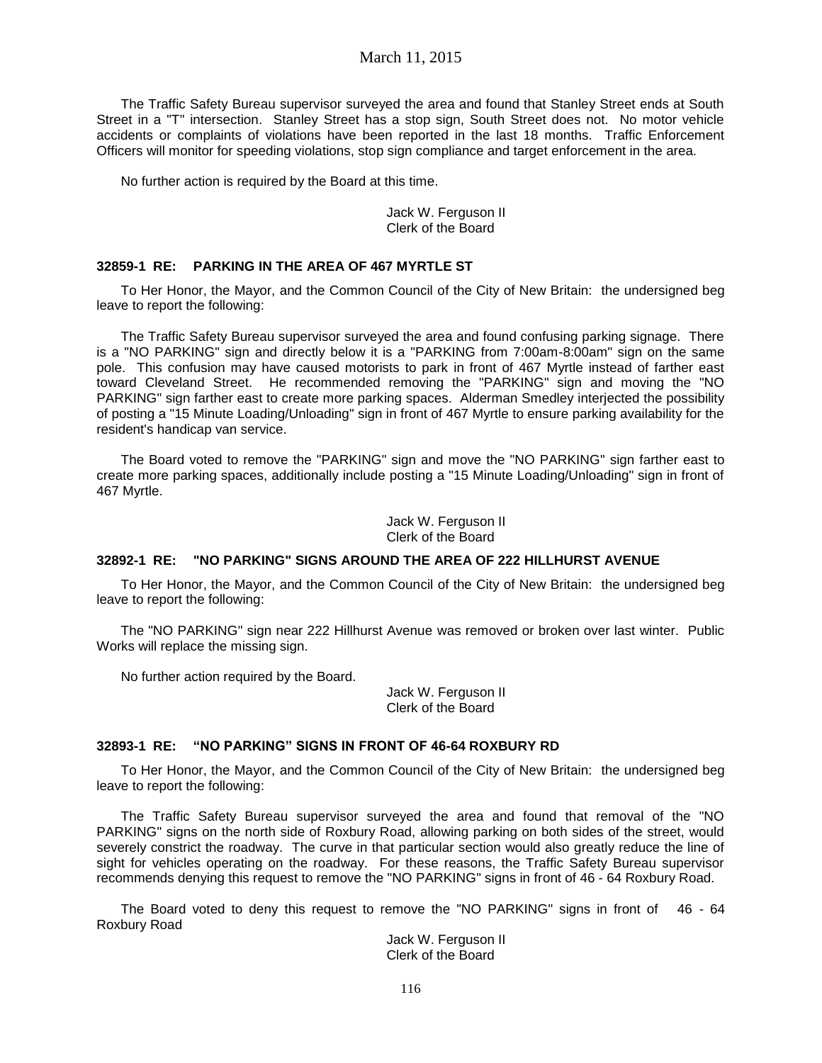The Traffic Safety Bureau supervisor surveyed the area and found that Stanley Street ends at South Street in a "T" intersection. Stanley Street has a stop sign, South Street does not. No motor vehicle accidents or complaints of violations have been reported in the last 18 months. Traffic Enforcement Officers will monitor for speeding violations, stop sign compliance and target enforcement in the area.

No further action is required by the Board at this time.

Jack W. Ferguson II
Clerk of the Board

### 32859-1 RE: PARKING IN THE AREA OF 467 MYRTLE ST

To Her Honor, the Mayor, and the Common Council of the City of New Britain: the undersigned beg leave to report the following:

The Traffic Safety Bureau supervisor surveyed the area and found confusing parking signage. There is a "NO PARKING" sign and directly below it is a "PARKING from 7:00am-8:00am" sign on the same pole. This confusion may have caused motorists to park in front of 467 Myrtle instead of farther east toward Cleveland Street. He recommended removing the "PARKING" sign and moving the "NO PARKING" sign farther east to create more parking spaces. Alderman Smedley interjected the possibility of posting a "15 Minute Loading/Unloading" sign in front of 467 Myrtle to ensure parking availability for the resident's handicap van service.

The Board voted to remove the "PARKING" sign and move the "NO PARKING" sign farther east to create more parking spaces, additionally include posting a "15 Minute Loading/Unloading" sign in front of 467 Myrtle.

Jack W. Ferguson II
Clerk of the Board

### 32892-1 RE: "NO PARKING" SIGNS AROUND THE AREA OF 222 HILLHURST AVENUE

To Her Honor, the Mayor, and the Common Council of the City of New Britain: the undersigned beg leave to report the following:

The "NO PARKING" sign near 222 Hillhurst Avenue was removed or broken over last winter. Public Works will replace the missing sign.

No further action required by the Board.

Jack W. Ferguson II
Clerk of the Board

### 32893-1 RE: "NO PARKING" SIGNS IN FRONT OF 46-64 ROXBURY RD

To Her Honor, the Mayor, and the Common Council of the City of New Britain: the undersigned beg leave to report the following:

The Traffic Safety Bureau supervisor surveyed the area and found that removal of the "NO PARKING" signs on the north side of Roxbury Road, allowing parking on both sides of the street, would severely constrict the roadway. The curve in that particular section would also greatly reduce the line of sight for vehicles operating on the roadway. For these reasons, the Traffic Safety Bureau supervisor recommends denying this request to remove the "NO PARKING" signs in front of 46 - 64 Roxbury Road.

The Board voted to deny this request to remove the "NO PARKING" signs in front of 46 - 64 Roxbury Road

Jack W. Ferguson II
Clerk of the Board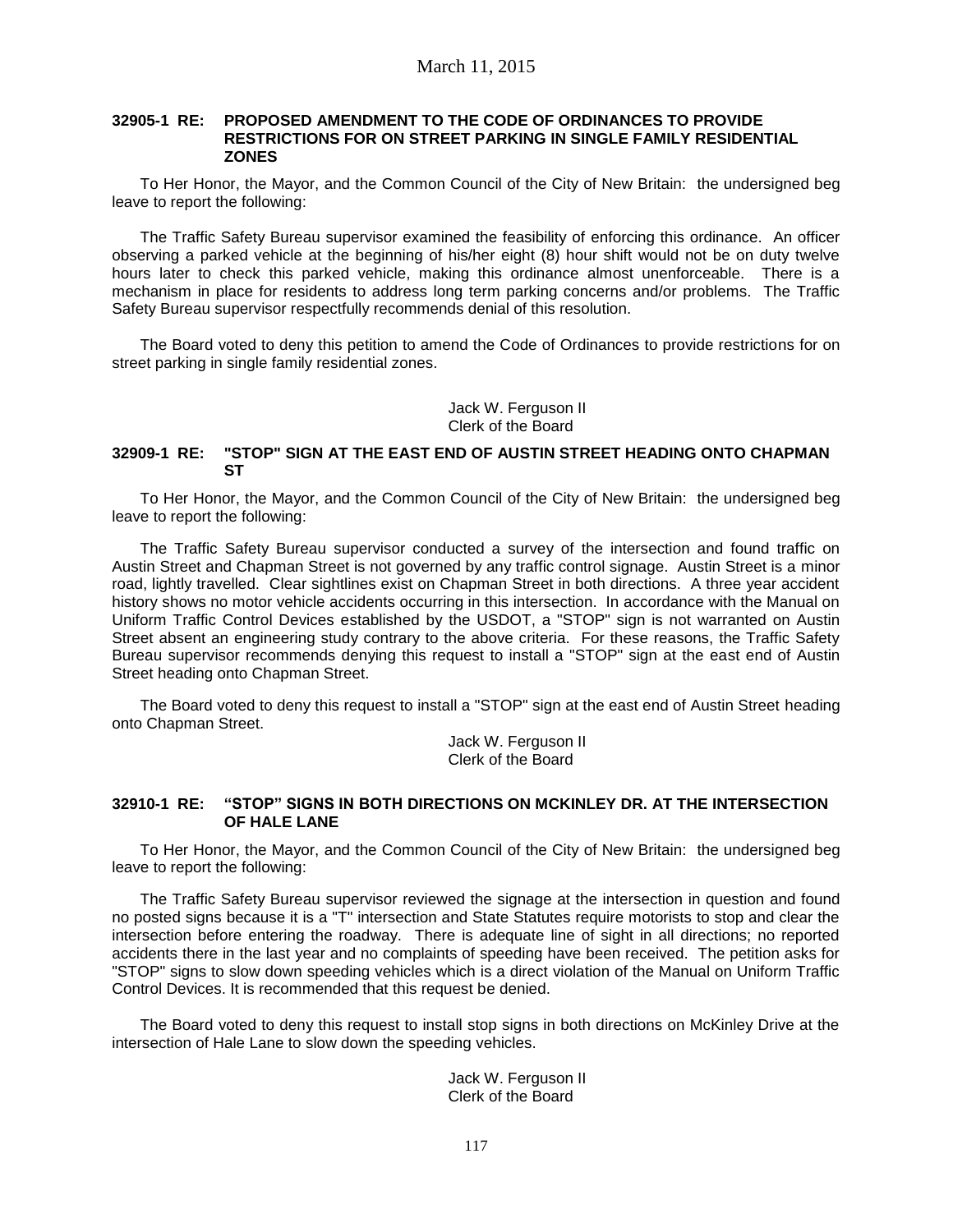March 11, 2015

**32905-1 RE: PROPOSED AMENDMENT TO THE CODE OF ORDINANCES TO PROVIDE RESTRICTIONS FOR ON STREET PARKING IN SINGLE FAMILY RESIDENTIAL ZONES**

To Her Honor, the Mayor, and the Common Council of the City of New Britain: the undersigned beg leave to report the following:

The Traffic Safety Bureau supervisor examined the feasibility of enforcing this ordinance. An officer observing a parked vehicle at the beginning of his/her eight (8) hour shift would not be on duty twelve hours later to check this parked vehicle, making this ordinance almost unenforceable. There is a mechanism in place for residents to address long term parking concerns and/or problems. The Traffic Safety Bureau supervisor respectfully recommends denial of this resolution.

The Board voted to deny this petition to amend the Code of Ordinances to provide restrictions for on street parking in single family residential zones.

Jack W. Ferguson II
Clerk of the Board

**32909-1 RE: "STOP" SIGN AT THE EAST END OF AUSTIN STREET HEADING ONTO CHAPMAN ST**

To Her Honor, the Mayor, and the Common Council of the City of New Britain: the undersigned beg leave to report the following:

The Traffic Safety Bureau supervisor conducted a survey of the intersection and found traffic on Austin Street and Chapman Street is not governed by any traffic control signage. Austin Street is a minor road, lightly travelled. Clear sightlines exist on Chapman Street in both directions. A three year accident history shows no motor vehicle accidents occurring in this intersection. In accordance with the Manual on Uniform Traffic Control Devices established by the USDOT, a "STOP" sign is not warranted on Austin Street absent an engineering study contrary to the above criteria. For these reasons, the Traffic Safety Bureau supervisor recommends denying this request to install a "STOP" sign at the east end of Austin Street heading onto Chapman Street.

The Board voted to deny this request to install a "STOP" sign at the east end of Austin Street heading onto Chapman Street.

Jack W. Ferguson II
Clerk of the Board

**32910-1 RE: "STOP" SIGNS IN BOTH DIRECTIONS ON MCKINLEY DR. AT THE INTERSECTION OF HALE LANE**

To Her Honor, the Mayor, and the Common Council of the City of New Britain: the undersigned beg leave to report the following:

The Traffic Safety Bureau supervisor reviewed the signage at the intersection in question and found no posted signs because it is a "T" intersection and State Statutes require motorists to stop and clear the intersection before entering the roadway. There is adequate line of sight in all directions; no reported accidents there in the last year and no complaints of speeding have been received. The petition asks for "STOP" signs to slow down speeding vehicles which is a direct violation of the Manual on Uniform Traffic Control Devices. It is recommended that this request be denied.

The Board voted to deny this request to install stop signs in both directions on McKinley Drive at the intersection of Hale Lane to slow down the speeding vehicles.

Jack W. Ferguson II
Clerk of the Board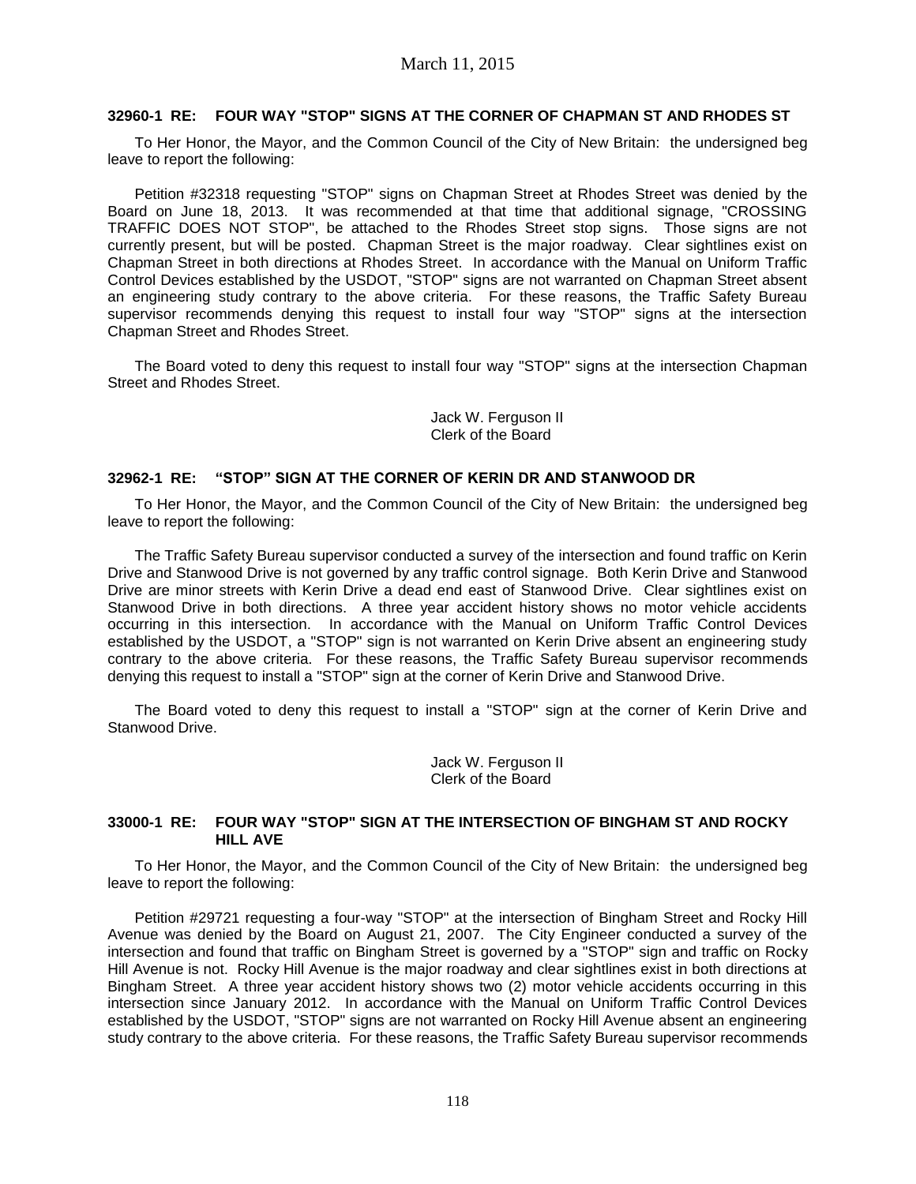### 32960-1 RE: FOUR WAY "STOP" SIGNS AT THE CORNER OF CHAPMAN ST AND RHODES ST

To Her Honor, the Mayor, and the Common Council of the City of New Britain: the undersigned beg leave to report the following:

Petition #32318 requesting "STOP" signs on Chapman Street at Rhodes Street was denied by the Board on June 18, 2013. It was recommended at that time that additional signage, "CROSSING TRAFFIC DOES NOT STOP", be attached to the Rhodes Street stop signs. Those signs are not currently present, but will be posted. Chapman Street is the major roadway. Clear sightlines exist on Chapman Street in both directions at Rhodes Street. In accordance with the Manual on Uniform Traffic Control Devices established by the USDOT, "STOP" signs are not warranted on Chapman Street absent an engineering study contrary to the above criteria. For these reasons, the Traffic Safety Bureau supervisor recommends denying this request to install four way "STOP" signs at the intersection Chapman Street and Rhodes Street.

The Board voted to deny this request to install four way "STOP" signs at the intersection Chapman Street and Rhodes Street.

Jack W. Ferguson II
Clerk of the Board

### 32962-1 RE: "STOP" SIGN AT THE CORNER OF KERIN DR AND STANWOOD DR

To Her Honor, the Mayor, and the Common Council of the City of New Britain: the undersigned beg leave to report the following:

The Traffic Safety Bureau supervisor conducted a survey of the intersection and found traffic on Kerin Drive and Stanwood Drive is not governed by any traffic control signage. Both Kerin Drive and Stanwood Drive are minor streets with Kerin Drive a dead end east of Stanwood Drive. Clear sightlines exist on Stanwood Drive in both directions. A three year accident history shows no motor vehicle accidents occurring in this intersection. In accordance with the Manual on Uniform Traffic Control Devices established by the USDOT, a "STOP" sign is not warranted on Kerin Drive absent an engineering study contrary to the above criteria. For these reasons, the Traffic Safety Bureau supervisor recommends denying this request to install a "STOP" sign at the corner of Kerin Drive and Stanwood Drive.

The Board voted to deny this request to install a "STOP" sign at the corner of Kerin Drive and Stanwood Drive.

Jack W. Ferguson II
Clerk of the Board

### 33000-1 RE: FOUR WAY "STOP" SIGN AT THE INTERSECTION OF BINGHAM ST AND ROCKY HILL AVE

To Her Honor, the Mayor, and the Common Council of the City of New Britain: the undersigned beg leave to report the following:

Petition #29721 requesting a four-way "STOP" at the intersection of Bingham Street and Rocky Hill Avenue was denied by the Board on August 21, 2007. The City Engineer conducted a survey of the intersection and found that traffic on Bingham Street is governed by a "STOP" sign and traffic on Rocky Hill Avenue is not. Rocky Hill Avenue is the major roadway and clear sightlines exist in both directions at Bingham Street. A three year accident history shows two (2) motor vehicle accidents occurring in this intersection since January 2012. In accordance with the Manual on Uniform Traffic Control Devices established by the USDOT, "STOP" signs are not warranted on Rocky Hill Avenue absent an engineering study contrary to the above criteria. For these reasons, the Traffic Safety Bureau supervisor recommends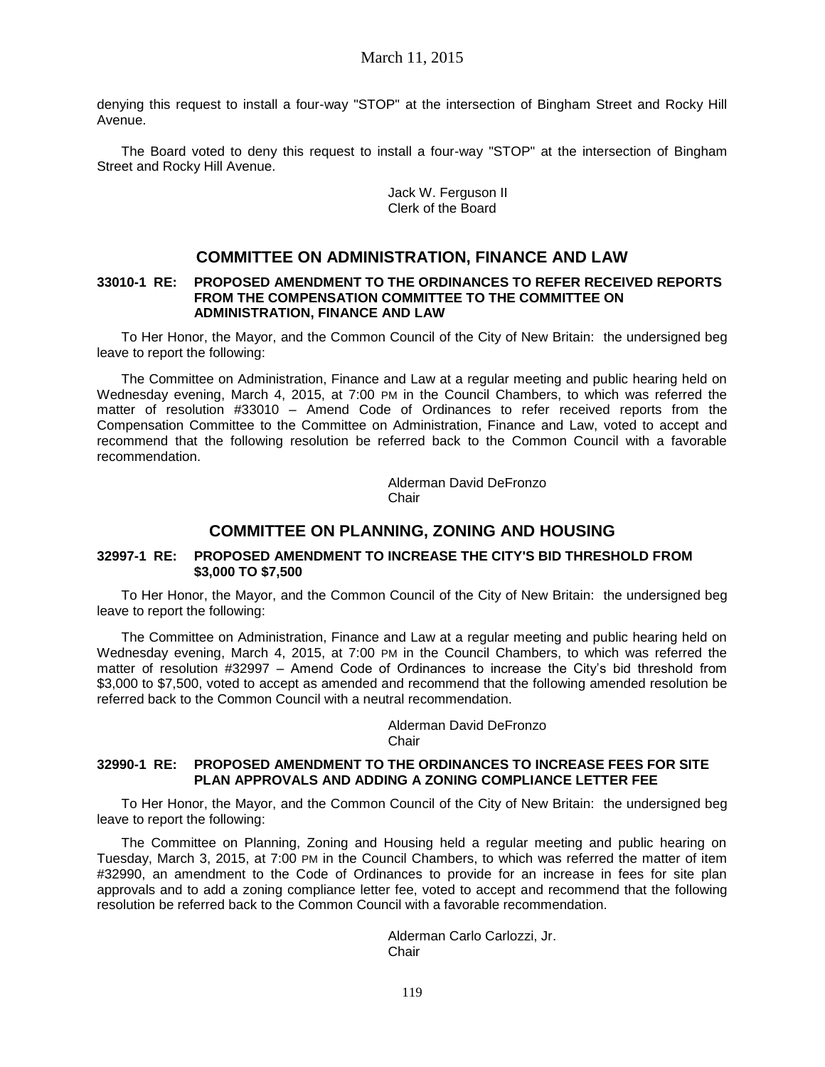denying this request to install a four-way "STOP" at the intersection of Bingham Street and Rocky Hill Avenue.

The Board voted to deny this request to install a four-way "STOP" at the intersection of Bingham Street and Rocky Hill Avenue.

Jack W. Ferguson II
Clerk of the Board

## COMMITTEE ON ADMINISTRATION, FINANCE AND LAW

**33010-1 RE: PROPOSED AMENDMENT TO THE ORDINANCES TO REFER RECEIVED REPORTS FROM THE COMPENSATION COMMITTEE TO THE COMMITTEE ON ADMINISTRATION, FINANCE AND LAW**

To Her Honor, the Mayor, and the Common Council of the City of New Britain: the undersigned beg leave to report the following:

The Committee on Administration, Finance and Law at a regular meeting and public hearing held on Wednesday evening, March 4, 2015, at 7:00 PM in the Council Chambers, to which was referred the matter of resolution #33010 – Amend Code of Ordinances to refer received reports from the Compensation Committee to the Committee on Administration, Finance and Law, voted to accept and recommend that the following resolution be referred back to the Common Council with a favorable recommendation.

Alderman David DeFronzo
Chair

## COMMITTEE ON PLANNING, ZONING AND HOUSING

**32997-1 RE: PROPOSED AMENDMENT TO INCREASE THE CITY'S BID THRESHOLD FROM $3,000 TO $7,500**

To Her Honor, the Mayor, and the Common Council of the City of New Britain: the undersigned beg leave to report the following:

The Committee on Administration, Finance and Law at a regular meeting and public hearing held on Wednesday evening, March 4, 2015, at 7:00 PM in the Council Chambers, to which was referred the matter of resolution #32997 – Amend Code of Ordinances to increase the City's bid threshold from $3,000 to $7,500, voted to accept as amended and recommend that the following amended resolution be referred back to the Common Council with a neutral recommendation.

Alderman David DeFronzo
Chair

**32990-1 RE: PROPOSED AMENDMENT TO THE ORDINANCES TO INCREASE FEES FOR SITE PLAN APPROVALS AND ADDING A ZONING COMPLIANCE LETTER FEE**

To Her Honor, the Mayor, and the Common Council of the City of New Britain: the undersigned beg leave to report the following:

The Committee on Planning, Zoning and Housing held a regular meeting and public hearing on Tuesday, March 3, 2015, at 7:00 PM in the Council Chambers, to which was referred the matter of item #32990, an amendment to the Code of Ordinances to provide for an increase in fees for site plan approvals and to add a zoning compliance letter fee, voted to accept and recommend that the following resolution be referred back to the Common Council with a favorable recommendation.

Alderman Carlo Carlozzi, Jr.
Chair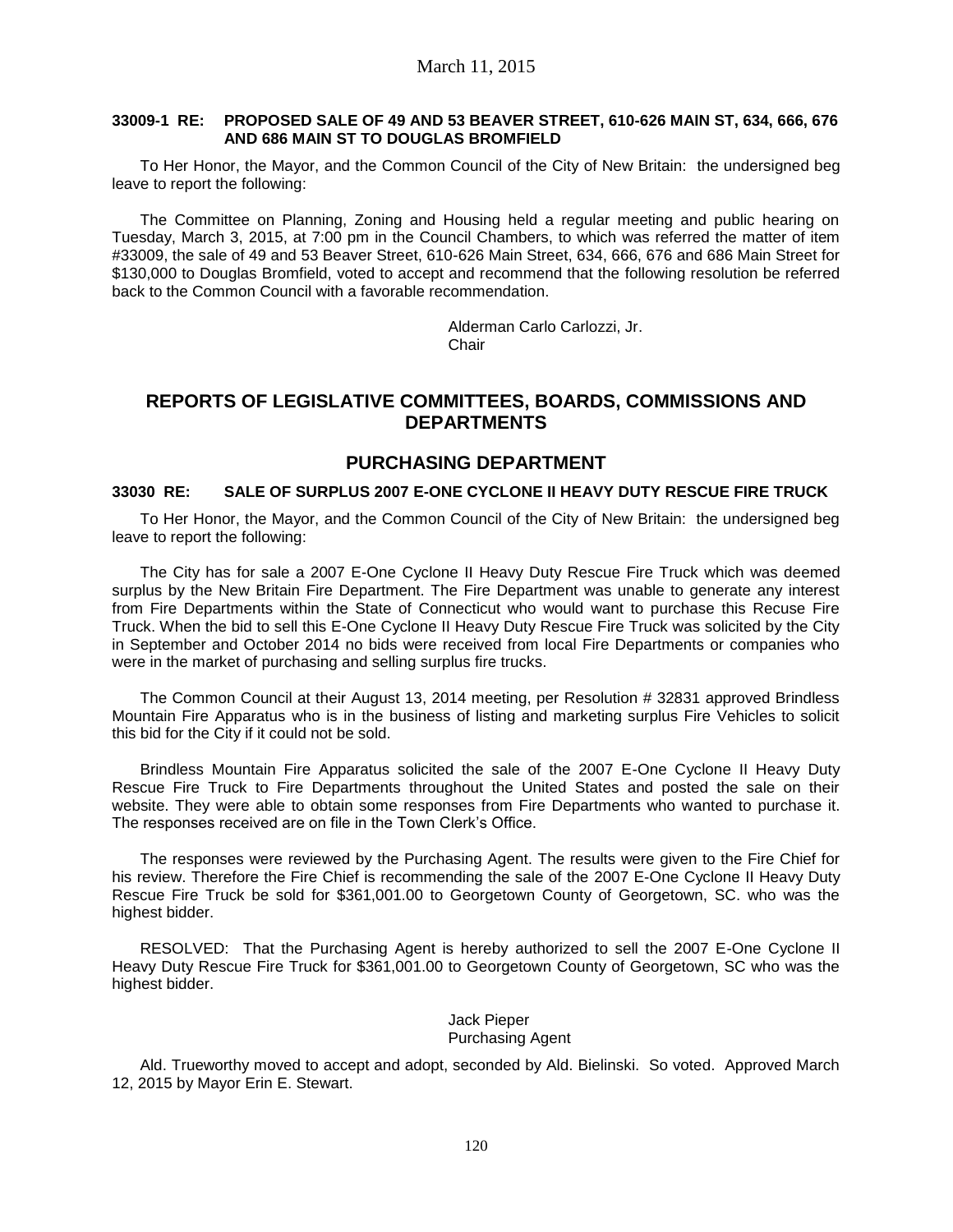March 11, 2015

**33009-1 RE: PROPOSED SALE OF 49 AND 53 BEAVER STREET, 610-626 MAIN ST, 634, 666, 676 AND 686 MAIN ST TO DOUGLAS BROMFIELD**

To Her Honor, the Mayor, and the Common Council of the City of New Britain: the undersigned beg leave to report the following:

The Committee on Planning, Zoning and Housing held a regular meeting and public hearing on Tuesday, March 3, 2015, at 7:00 pm in the Council Chambers, to which was referred the matter of item #33009, the sale of 49 and 53 Beaver Street, 610-626 Main Street, 634, 666, 676 and 686 Main Street for $130,000 to Douglas Bromfield, voted to accept and recommend that the following resolution be referred back to the Common Council with a favorable recommendation.

Alderman Carlo Carlozzi, Jr.
Chair

## REPORTS OF LEGISLATIVE COMMITTEES, BOARDS, COMMISSIONS AND DEPARTMENTS

## PURCHASING DEPARTMENT

**33030 RE: SALE OF SURPLUS 2007 E-ONE CYCLONE II HEAVY DUTY RESCUE FIRE TRUCK**

To Her Honor, the Mayor, and the Common Council of the City of New Britain: the undersigned beg leave to report the following:

The City has for sale a 2007 E-One Cyclone II Heavy Duty Rescue Fire Truck which was deemed surplus by the New Britain Fire Department. The Fire Department was unable to generate any interest from Fire Departments within the State of Connecticut who would want to purchase this Recuse Fire Truck. When the bid to sell this E-One Cyclone II Heavy Duty Rescue Fire Truck was solicited by the City in September and October 2014 no bids were received from local Fire Departments or companies who were in the market of purchasing and selling surplus fire trucks.

The Common Council at their August 13, 2014 meeting, per Resolution # 32831 approved Brindless Mountain Fire Apparatus who is in the business of listing and marketing surplus Fire Vehicles to solicit this bid for the City if it could not be sold.

Brindless Mountain Fire Apparatus solicited the sale of the 2007 E-One Cyclone II Heavy Duty Rescue Fire Truck to Fire Departments throughout the United States and posted the sale on their website. They were able to obtain some responses from Fire Departments who wanted to purchase it. The responses received are on file in the Town Clerk's Office.

The responses were reviewed by the Purchasing Agent. The results were given to the Fire Chief for his review. Therefore the Fire Chief is recommending the sale of the 2007 E-One Cyclone II Heavy Duty Rescue Fire Truck be sold for $361,001.00 to Georgetown County of Georgetown, SC. who was the highest bidder.

RESOLVED: That the Purchasing Agent is hereby authorized to sell the 2007 E-One Cyclone II Heavy Duty Rescue Fire Truck for $361,001.00 to Georgetown County of Georgetown, SC who was the highest bidder.

Jack Pieper
Purchasing Agent

Ald. Trueworthy moved to accept and adopt, seconded by Ald. Bielinski. So voted. Approved March 12, 2015 by Mayor Erin E. Stewart.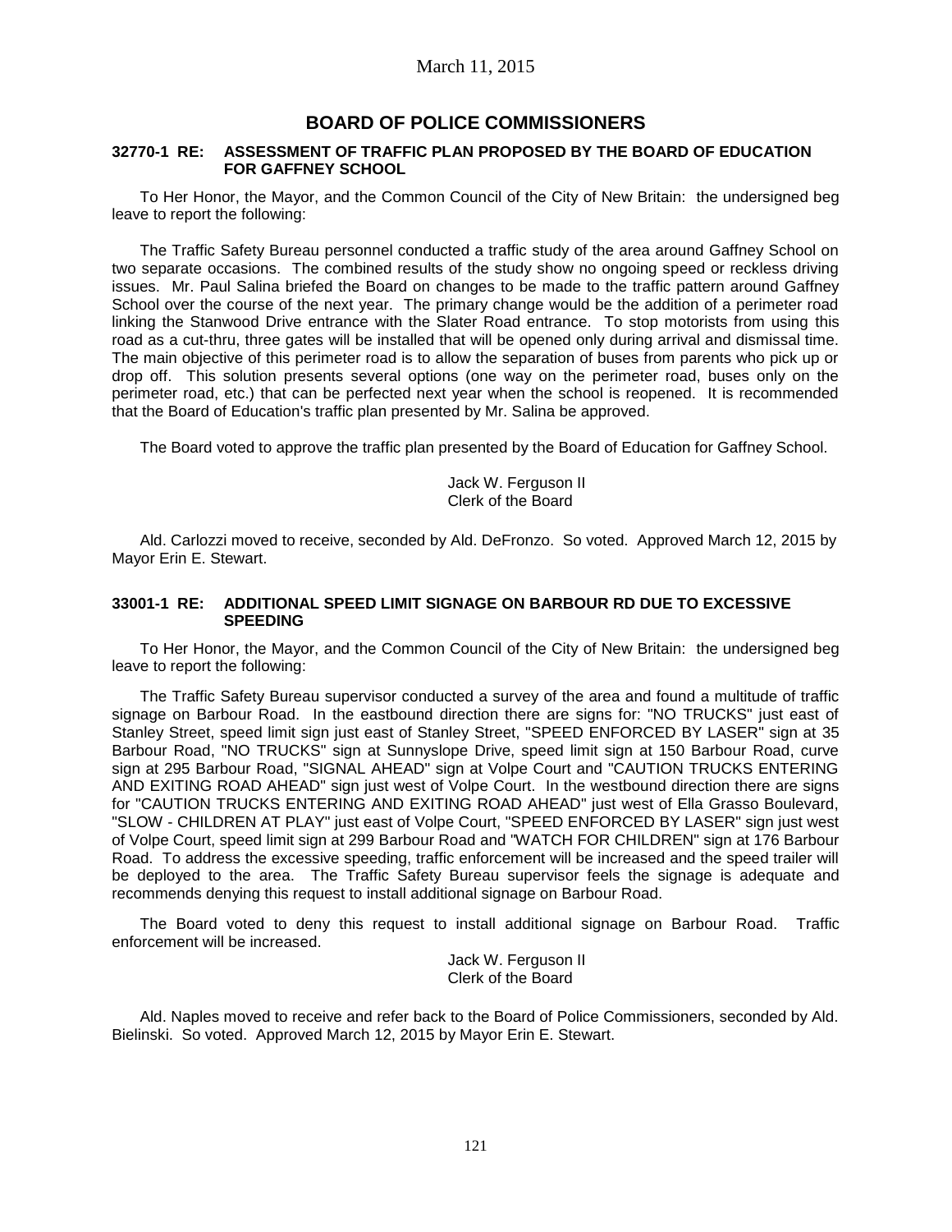## BOARD OF POLICE COMMISSIONERS

### 32770-1 RE: ASSESSMENT OF TRAFFIC PLAN PROPOSED BY THE BOARD OF EDUCATION FOR GAFFNEY SCHOOL

To Her Honor, the Mayor, and the Common Council of the City of New Britain: the undersigned beg leave to report the following:

The Traffic Safety Bureau personnel conducted a traffic study of the area around Gaffney School on two separate occasions. The combined results of the study show no ongoing speed or reckless driving issues. Mr. Paul Salina briefed the Board on changes to be made to the traffic pattern around Gaffney School over the course of the next year. The primary change would be the addition of a perimeter road linking the Stanwood Drive entrance with the Slater Road entrance. To stop motorists from using this road as a cut-thru, three gates will be installed that will be opened only during arrival and dismissal time. The main objective of this perimeter road is to allow the separation of buses from parents who pick up or drop off. This solution presents several options (one way on the perimeter road, buses only on the perimeter road, etc.) that can be perfected next year when the school is reopened. It is recommended that the Board of Education's traffic plan presented by Mr. Salina be approved.

The Board voted to approve the traffic plan presented by the Board of Education for Gaffney School.

Jack W. Ferguson II
Clerk of the Board

Ald. Carlozzi moved to receive, seconded by Ald. DeFronzo. So voted. Approved March 12, 2015 by Mayor Erin E. Stewart.

### 33001-1 RE: ADDITIONAL SPEED LIMIT SIGNAGE ON BARBOUR RD DUE TO EXCESSIVE SPEEDING

To Her Honor, the Mayor, and the Common Council of the City of New Britain: the undersigned beg leave to report the following:

The Traffic Safety Bureau supervisor conducted a survey of the area and found a multitude of traffic signage on Barbour Road. In the eastbound direction there are signs for: "NO TRUCKS" just east of Stanley Street, speed limit sign just east of Stanley Street, "SPEED ENFORCED BY LASER" sign at 35 Barbour Road, "NO TRUCKS" sign at Sunnyslope Drive, speed limit sign at 150 Barbour Road, curve sign at 295 Barbour Road, "SIGNAL AHEAD" sign at Volpe Court and "CAUTION TRUCKS ENTERING AND EXITING ROAD AHEAD" sign just west of Volpe Court. In the westbound direction there are signs for "CAUTION TRUCKS ENTERING AND EXITING ROAD AHEAD" just west of Ella Grasso Boulevard, "SLOW - CHILDREN AT PLAY" just east of Volpe Court, "SPEED ENFORCED BY LASER" sign just west of Volpe Court, speed limit sign at 299 Barbour Road and "WATCH FOR CHILDREN" sign at 176 Barbour Road. To address the excessive speeding, traffic enforcement will be increased and the speed trailer will be deployed to the area. The Traffic Safety Bureau supervisor feels the signage is adequate and recommends denying this request to install additional signage on Barbour Road.

The Board voted to deny this request to install additional signage on Barbour Road. Traffic enforcement will be increased.

Jack W. Ferguson II
Clerk of the Board

Ald. Naples moved to receive and refer back to the Board of Police Commissioners, seconded by Ald. Bielinski. So voted. Approved March 12, 2015 by Mayor Erin E. Stewart.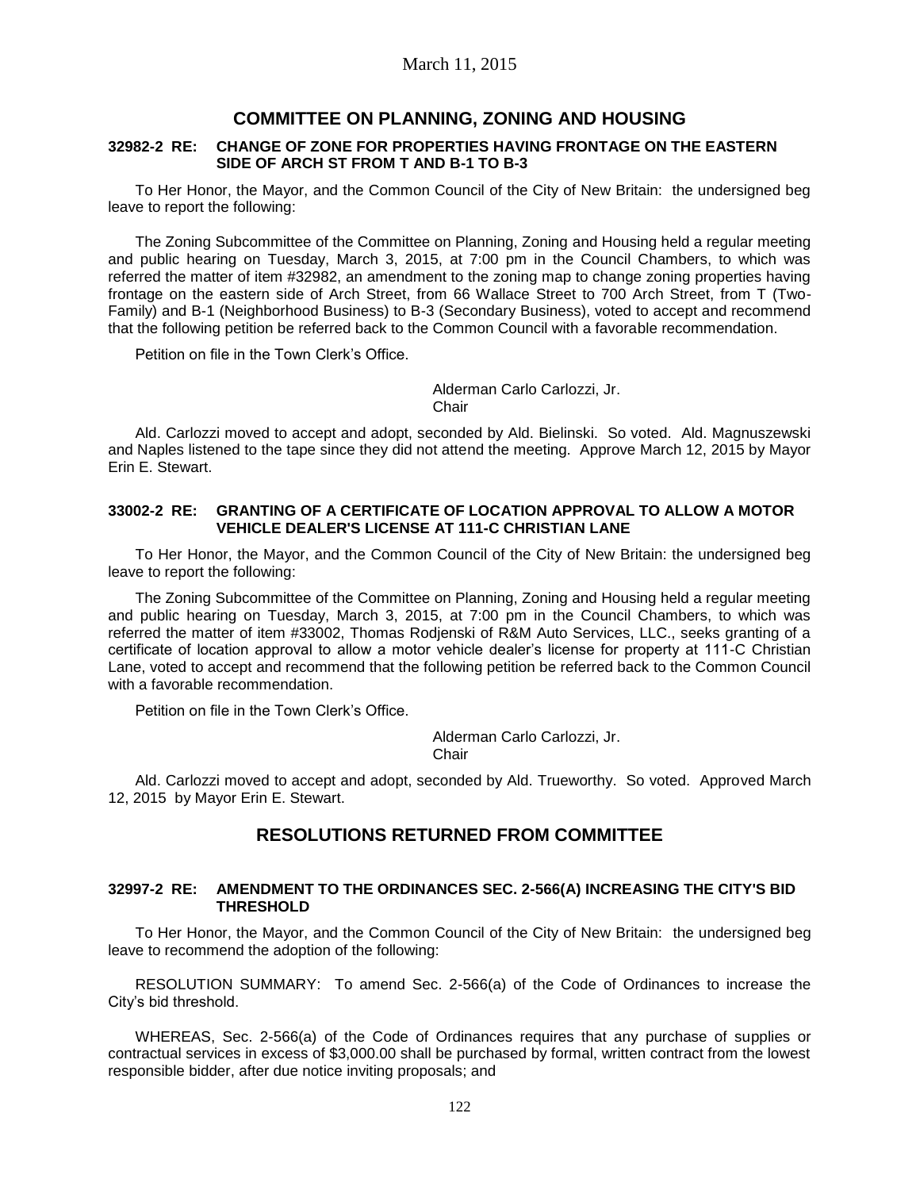## COMMITTEE ON PLANNING, ZONING AND HOUSING

### 32982-2 RE: CHANGE OF ZONE FOR PROPERTIES HAVING FRONTAGE ON THE EASTERN SIDE OF ARCH ST FROM T AND B-1 TO B-3

To Her Honor, the Mayor, and the Common Council of the City of New Britain: the undersigned beg leave to report the following:

The Zoning Subcommittee of the Committee on Planning, Zoning and Housing held a regular meeting and public hearing on Tuesday, March 3, 2015, at 7:00 pm in the Council Chambers, to which was referred the matter of item #32982, an amendment to the zoning map to change zoning properties having frontage on the eastern side of Arch Street, from 66 Wallace Street to 700 Arch Street, from T (Two-Family) and B-1 (Neighborhood Business) to B-3 (Secondary Business), voted to accept and recommend that the following petition be referred back to the Common Council with a favorable recommendation.

Petition on file in the Town Clerk's Office.

Alderman Carlo Carlozzi, Jr.
Chair

Ald. Carlozzi moved to accept and adopt, seconded by Ald. Bielinski. So voted. Ald. Magnuszewski and Naples listened to the tape since they did not attend the meeting. Approve March 12, 2015 by Mayor Erin E. Stewart.

### 33002-2 RE: GRANTING OF A CERTIFICATE OF LOCATION APPROVAL TO ALLOW A MOTOR VEHICLE DEALER'S LICENSE AT 111-C CHRISTIAN LANE

To Her Honor, the Mayor, and the Common Council of the City of New Britain: the undersigned beg leave to report the following:

The Zoning Subcommittee of the Committee on Planning, Zoning and Housing held a regular meeting and public hearing on Tuesday, March 3, 2015, at 7:00 pm in the Council Chambers, to which was referred the matter of item #33002, Thomas Rodjenski of R&M Auto Services, LLC., seeks granting of a certificate of location approval to allow a motor vehicle dealer's license for property at 111-C Christian Lane, voted to accept and recommend that the following petition be referred back to the Common Council with a favorable recommendation.

Petition on file in the Town Clerk's Office.

Alderman Carlo Carlozzi, Jr.
Chair

Ald. Carlozzi moved to accept and adopt, seconded by Ald. Trueworthy. So voted. Approved March 12, 2015 by Mayor Erin E. Stewart.

## RESOLUTIONS RETURNED FROM COMMITTEE

### 32997-2 RE: AMENDMENT TO THE ORDINANCES SEC. 2-566(A) INCREASING THE CITY'S BID THRESHOLD

To Her Honor, the Mayor, and the Common Council of the City of New Britain: the undersigned beg leave to recommend the adoption of the following:

RESOLUTION SUMMARY: To amend Sec. 2-566(a) of the Code of Ordinances to increase the City's bid threshold.

WHEREAS, Sec. 2-566(a) of the Code of Ordinances requires that any purchase of supplies or contractual services in excess of $3,000.00 shall be purchased by formal, written contract from the lowest responsible bidder, after due notice inviting proposals; and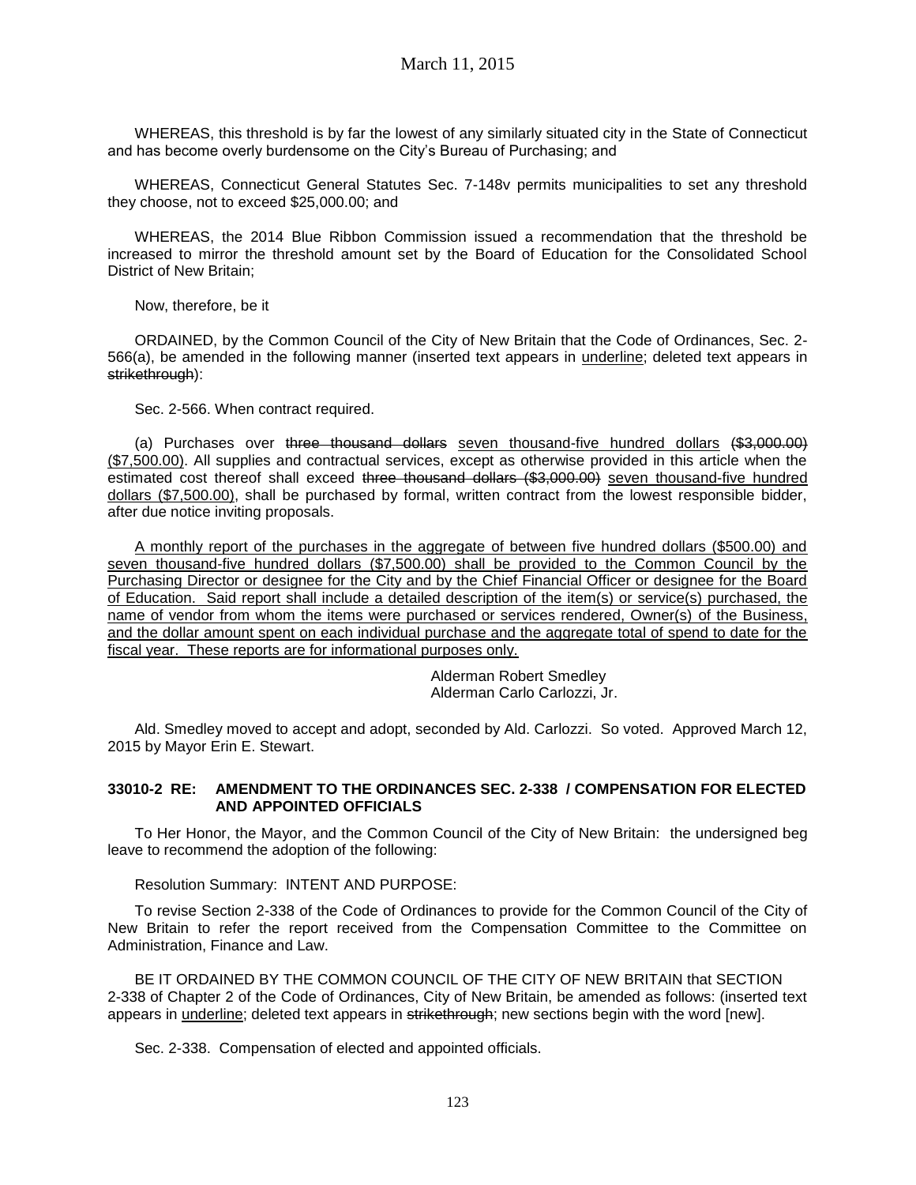WHEREAS, this threshold is by far the lowest of any similarly situated city in the State of Connecticut and has become overly burdensome on the City's Bureau of Purchasing; and

WHEREAS, Connecticut General Statutes Sec. 7-148v permits municipalities to set any threshold they choose, not to exceed $25,000.00; and

WHEREAS, the 2014 Blue Ribbon Commission issued a recommendation that the threshold be increased to mirror the threshold amount set by the Board of Education for the Consolidated School District of New Britain;

Now, therefore, be it

ORDAINED, by the Common Council of the City of New Britain that the Code of Ordinances, Sec. 2-566(a), be amended in the following manner (inserted text appears in <u>underline</u>; deleted text appears in ~~strikethrough~~):

Sec. 2-566. When contract required.

(a) Purchases over ~~three thousand dollars~~ <u>seven thousand-five hundred dollars</u> ~~($3,000.00)~~ <u>($7,500.00)</u>. All supplies and contractual services, except as otherwise provided in this article when the estimated cost thereof shall exceed ~~three thousand dollars ($3,000.00)~~ <u>seven thousand-five hundred dollars ($7,500.00)</u>, shall be purchased by formal, written contract from the lowest responsible bidder, after due notice inviting proposals.

<u>A monthly report of the purchases in the aggregate of between five hundred dollars ($500.00) and seven thousand-five hundred dollars ($7,500.00) shall be provided to the Common Council by the Purchasing Director or designee for the City and by the Chief Financial Officer or designee for the Board of Education. Said report shall include a detailed description of the item(s) or service(s) purchased, the name of vendor from whom the items were purchased or services rendered, Owner(s) of the Business, and the dollar amount spent on each individual purchase and the aggregate total of spend to date for the fiscal year. These reports are for informational purposes only.</u>

Alderman Robert Smedley
Alderman Carlo Carlozzi, Jr.

Ald. Smedley moved to accept and adopt, seconded by Ald. Carlozzi. So voted. Approved March 12, 2015 by Mayor Erin E. Stewart.

**33010-2 RE: AMENDMENT TO THE ORDINANCES SEC. 2-338 / COMPENSATION FOR ELECTED AND APPOINTED OFFICIALS**

To Her Honor, the Mayor, and the Common Council of the City of New Britain: the undersigned beg leave to recommend the adoption of the following:

Resolution Summary: INTENT AND PURPOSE:

To revise Section 2-338 of the Code of Ordinances to provide for the Common Council of the City of New Britain to refer the report received from the Compensation Committee to the Committee on Administration, Finance and Law.

BE IT ORDAINED BY THE COMMON COUNCIL OF THE CITY OF NEW BRITAIN that SECTION 2-338 of Chapter 2 of the Code of Ordinances, City of New Britain, be amended as follows: (inserted text appears in <u>underline</u>; deleted text appears in ~~strikethrough~~; new sections begin with the word [new].

Sec. 2-338. Compensation of elected and appointed officials.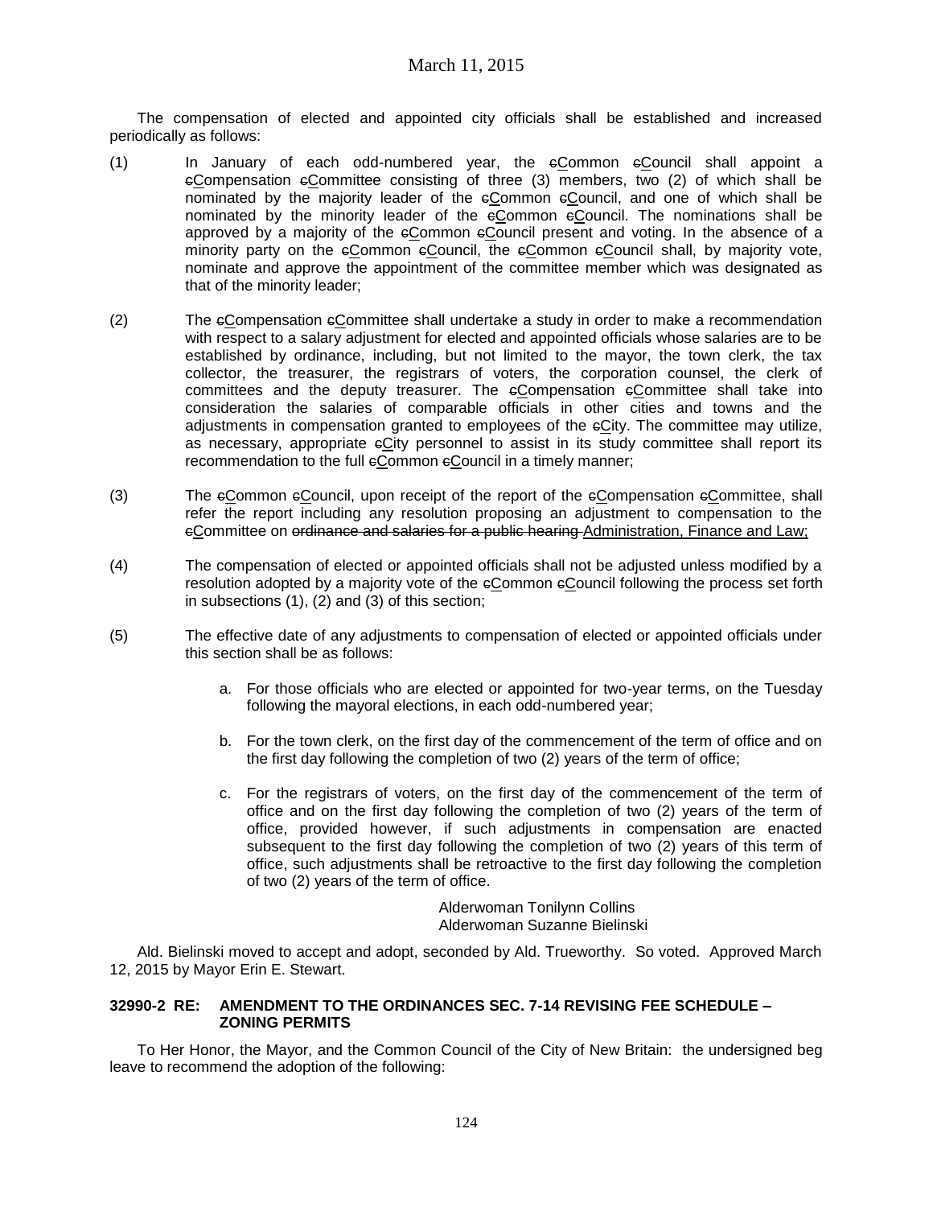The compensation of elected and appointed city officials shall be established and increased periodically as follows:

(1) In January of each odd-numbered year, the ~~c~~<u>C</u>ommon ~~c~~<u>C</u>ouncil shall appoint a ~~c~~<u>C</u>ompensation ~~c~~<u>C</u>ommittee consisting of three (3) members, two (2) of which shall be nominated by the majority leader of the ~~c~~<u>C</u>ommon ~~c~~<u>C</u>ouncil, and one of which shall be nominated by the minority leader of the ~~c~~<u>C</u>ommon ~~c~~<u>C</u>ouncil. The nominations shall be approved by a majority of the ~~c~~<u>C</u>ommon ~~c~~<u>C</u>ouncil present and voting. In the absence of a minority party on the ~~c~~<u>C</u>ommon ~~c~~<u>C</u>ouncil, the ~~c~~<u>C</u>ommon ~~c~~<u>C</u>ouncil shall, by majority vote, nominate and approve the appointment of the committee member which was designated as that of the minority leader;

(2) The ~~c~~<u>C</u>ompensation ~~c~~<u>C</u>ommittee shall undertake a study in order to make a recommendation with respect to a salary adjustment for elected and appointed officials whose salaries are to be established by ordinance, including, but not limited to the mayor, the town clerk, the tax collector, the treasurer, the registrars of voters, the corporation counsel, the clerk of committees and the deputy treasurer. The ~~c~~<u>C</u>ompensation ~~c~~<u>C</u>ommittee shall take into consideration the salaries of comparable officials in other cities and towns and the adjustments in compensation granted to employees of the ~~c~~<u>C</u>ity. The committee may utilize, as necessary, appropriate ~~c~~<u>C</u>ity personnel to assist in its study committee shall report its recommendation to the full ~~c~~<u>C</u>ommon ~~c~~<u>C</u>ouncil in a timely manner;

(3) The ~~c~~<u>C</u>ommon ~~c~~<u>C</u>ouncil, upon receipt of the report of the ~~c~~<u>C</u>ompensation ~~c~~<u>C</u>ommittee, shall refer the report including any resolution proposing an adjustment to compensation to the ~~c~~<u>C</u>ommittee on ~~ordinance and salaries for a public hearing~~ <u>Administration, Finance and Law;</u>

(4) The compensation of elected or appointed officials shall not be adjusted unless modified by a resolution adopted by a majority vote of the ~~c~~<u>C</u>ommon ~~c~~<u>C</u>ouncil following the process set forth in subsections (1), (2) and (3) of this section;

(5) The effective date of any adjustments to compensation of elected or appointed officials under this section shall be as follows:

   a. For those officials who are elected or appointed for two-year terms, on the Tuesday following the mayoral elections, in each odd-numbered year;

   b. For the town clerk, on the first day of the commencement of the term of office and on the first day following the completion of two (2) years of the term of office;

   c. For the registrars of voters, on the first day of the commencement of the term of office and on the first day following the completion of two (2) years of the term of office, provided however, if such adjustments in compensation are enacted subsequent to the first day following the completion of two (2) years of this term of office, such adjustments shall be retroactive to the first day following the completion of two (2) years of the term of office.

Alderwoman Tonilynn Collins
Alderwoman Suzanne Bielinski

Ald. Bielinski moved to accept and adopt, seconded by Ald. Trueworthy. So voted. Approved March 12, 2015 by Mayor Erin E. Stewart.

**32990-2 RE: AMENDMENT TO THE ORDINANCES SEC. 7-14 REVISING FEE SCHEDULE – ZONING PERMITS**

To Her Honor, the Mayor, and the Common Council of the City of New Britain: the undersigned beg leave to recommend the adoption of the following: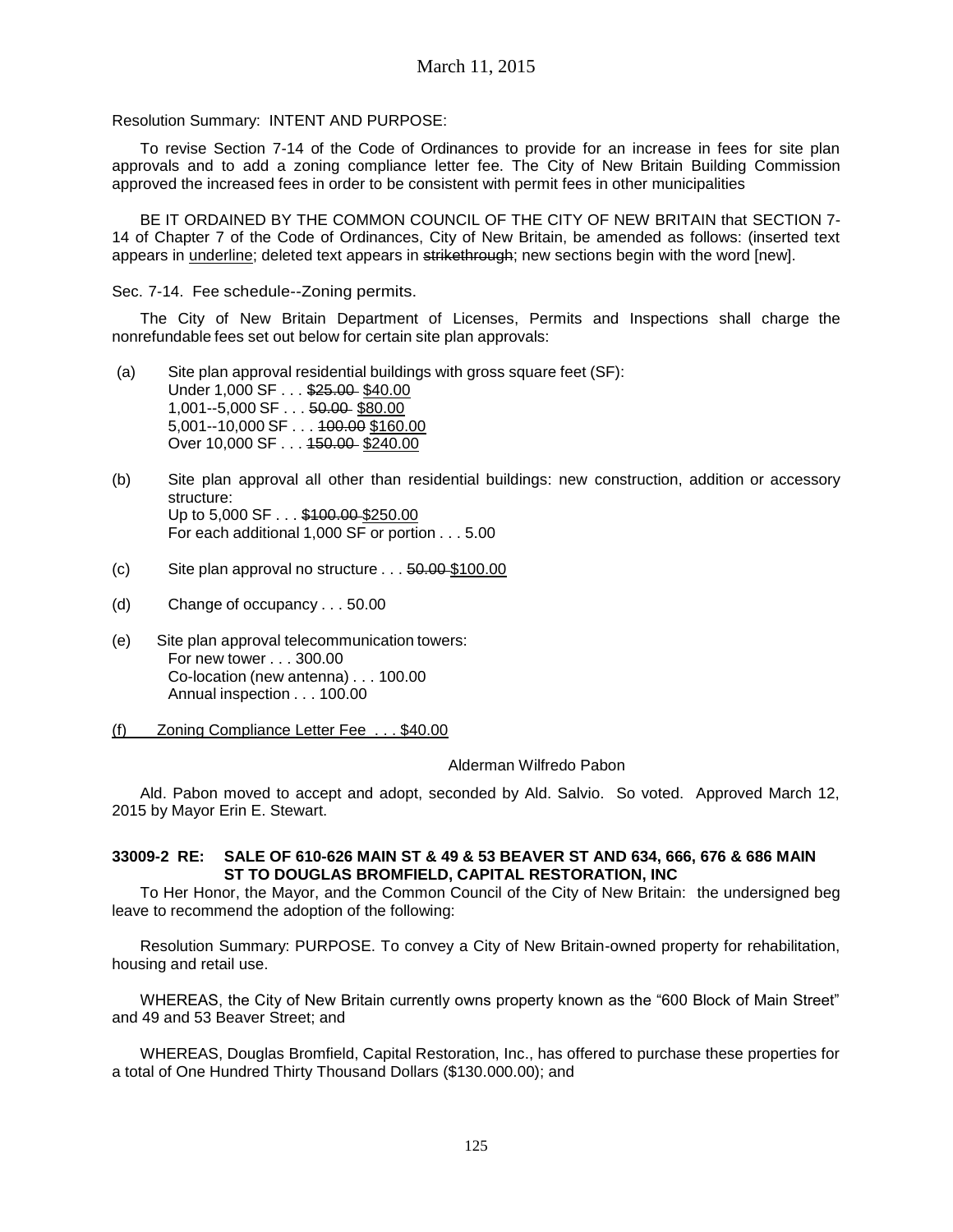Resolution Summary: INTENT AND PURPOSE:

To revise Section 7-14 of the Code of Ordinances to provide for an increase in fees for site plan approvals and to add a zoning compliance letter fee. The City of New Britain Building Commission approved the increased fees in order to be consistent with permit fees in other municipalities

BE IT ORDAINED BY THE COMMON COUNCIL OF THE CITY OF NEW BRITAIN that SECTION 7-14 of Chapter 7 of the Code of Ordinances, City of New Britain, be amended as follows: (inserted text appears in <u>underline</u>; deleted text appears in ~~strikethrough~~; new sections begin with the word [new].

Sec. 7-14. Fee schedule--Zoning permits.

The City of New Britain Department of Licenses, Permits and Inspections shall charge the nonrefundable fees set out below for certain site plan approvals:

(a) Site plan approval residential buildings with gross square feet (SF):
Under 1,000 SF . . . ~~$25.00~~ <u>$40.00</u>
1,001--5,000 SF . . . ~~50.00~~ <u>$80.00</u>
5,001--10,000 SF . . . ~~100.00~~ <u>$160.00</u>
Over 10,000 SF . . . ~~150.00~~ <u>$240.00</u>

(b) Site plan approval all other than residential buildings: new construction, addition or accessory structure:
Up to 5,000 SF . . . ~~$100.00~~ <u>$250.00</u>
For each additional 1,000 SF or portion . . . 5.00

(c) Site plan approval no structure . . . ~~50.00~~ <u>$100.00</u>

(d) Change of occupancy . . . 50.00

(e) Site plan approval telecommunication towers:
For new tower . . . 300.00
Co-location (new antenna) . . . 100.00
Annual inspection . . . 100.00

<u>(f) Zoning Compliance Letter Fee . . . $40.00</u>

Alderman Wilfredo Pabon

Ald. Pabon moved to accept and adopt, seconded by Ald. Salvio. So voted. Approved March 12, 2015 by Mayor Erin E. Stewart.

**33009-2 RE: SALE OF 610-626 MAIN ST & 49 & 53 BEAVER ST AND 634, 666, 676 & 686 MAIN ST TO DOUGLAS BROMFIELD, CAPITAL RESTORATION, INC**

To Her Honor, the Mayor, and the Common Council of the City of New Britain: the undersigned beg leave to recommend the adoption of the following:

Resolution Summary: PURPOSE. To convey a City of New Britain-owned property for rehabilitation, housing and retail use.

WHEREAS, the City of New Britain currently owns property known as the "600 Block of Main Street" and 49 and 53 Beaver Street; and

WHEREAS, Douglas Bromfield, Capital Restoration, Inc., has offered to purchase these properties for a total of One Hundred Thirty Thousand Dollars ($130.000.00); and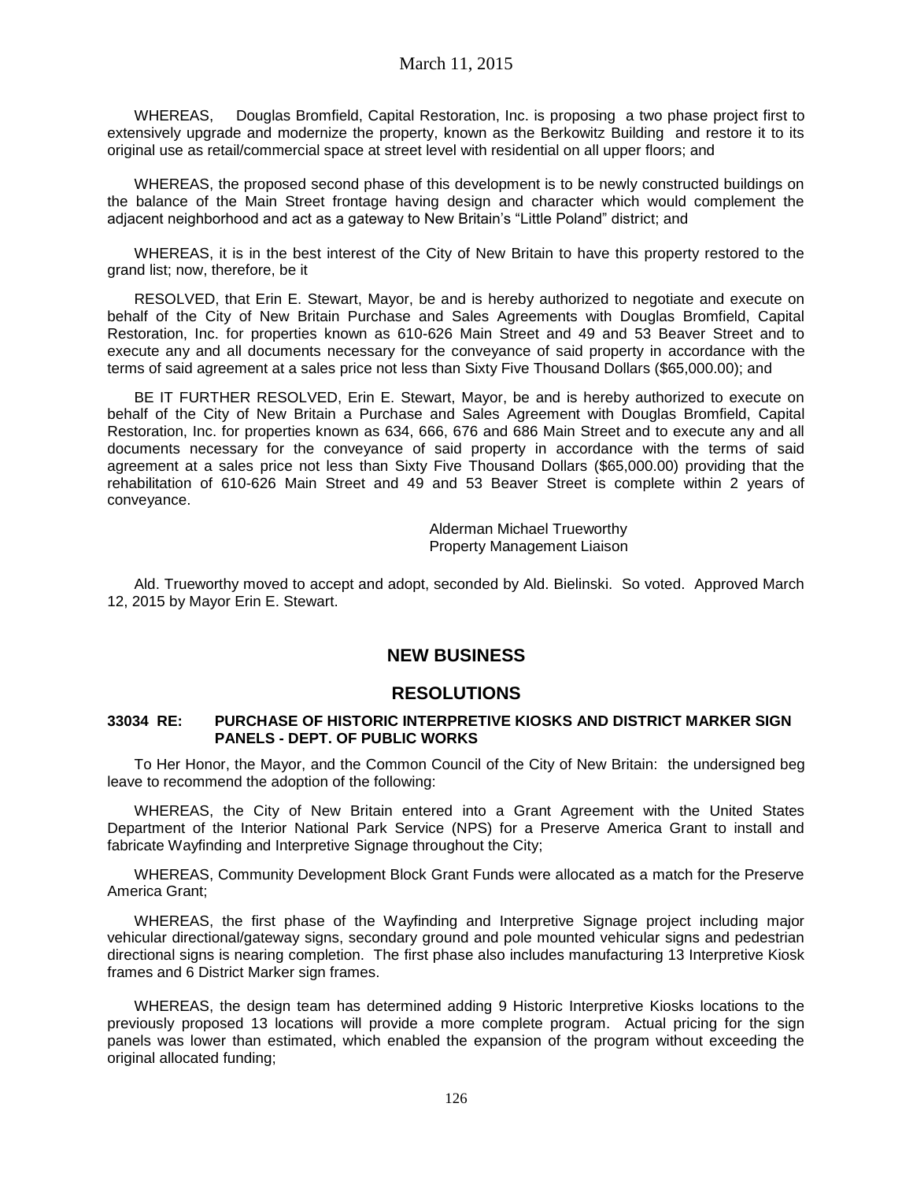WHEREAS, Douglas Bromfield, Capital Restoration, Inc. is proposing a two phase project first to extensively upgrade and modernize the property, known as the Berkowitz Building and restore it to its original use as retail/commercial space at street level with residential on all upper floors; and

WHEREAS, the proposed second phase of this development is to be newly constructed buildings on the balance of the Main Street frontage having design and character which would complement the adjacent neighborhood and act as a gateway to New Britain's "Little Poland" district; and

WHEREAS, it is in the best interest of the City of New Britain to have this property restored to the grand list; now, therefore, be it

RESOLVED, that Erin E. Stewart, Mayor, be and is hereby authorized to negotiate and execute on behalf of the City of New Britain Purchase and Sales Agreements with Douglas Bromfield, Capital Restoration, Inc. for properties known as 610-626 Main Street and 49 and 53 Beaver Street and to execute any and all documents necessary for the conveyance of said property in accordance with the terms of said agreement at a sales price not less than Sixty Five Thousand Dollars ($65,000.00); and

BE IT FURTHER RESOLVED, Erin E. Stewart, Mayor, be and is hereby authorized to execute on behalf of the City of New Britain a Purchase and Sales Agreement with Douglas Bromfield, Capital Restoration, Inc. for properties known as 634, 666, 676 and 686 Main Street and to execute any and all documents necessary for the conveyance of said property in accordance with the terms of said agreement at a sales price not less than Sixty Five Thousand Dollars ($65,000.00) providing that the rehabilitation of 610-626 Main Street and 49 and 53 Beaver Street is complete within 2 years of conveyance.

Alderman Michael Trueworthy
Property Management Liaison

Ald. Trueworthy moved to accept and adopt, seconded by Ald. Bielinski. So voted. Approved March 12, 2015 by Mayor Erin E. Stewart.

## NEW BUSINESS

## RESOLUTIONS

### 33034 RE: PURCHASE OF HISTORIC INTERPRETIVE KIOSKS AND DISTRICT MARKER SIGN PANELS - DEPT. OF PUBLIC WORKS

To Her Honor, the Mayor, and the Common Council of the City of New Britain: the undersigned beg leave to recommend the adoption of the following:

WHEREAS, the City of New Britain entered into a Grant Agreement with the United States Department of the Interior National Park Service (NPS) for a Preserve America Grant to install and fabricate Wayfinding and Interpretive Signage throughout the City;

WHEREAS, Community Development Block Grant Funds were allocated as a match for the Preserve America Grant;

WHEREAS, the first phase of the Wayfinding and Interpretive Signage project including major vehicular directional/gateway signs, secondary ground and pole mounted vehicular signs and pedestrian directional signs is nearing completion. The first phase also includes manufacturing 13 Interpretive Kiosk frames and 6 District Marker sign frames.

WHEREAS, the design team has determined adding 9 Historic Interpretive Kiosks locations to the previously proposed 13 locations will provide a more complete program. Actual pricing for the sign panels was lower than estimated, which enabled the expansion of the program without exceeding the original allocated funding;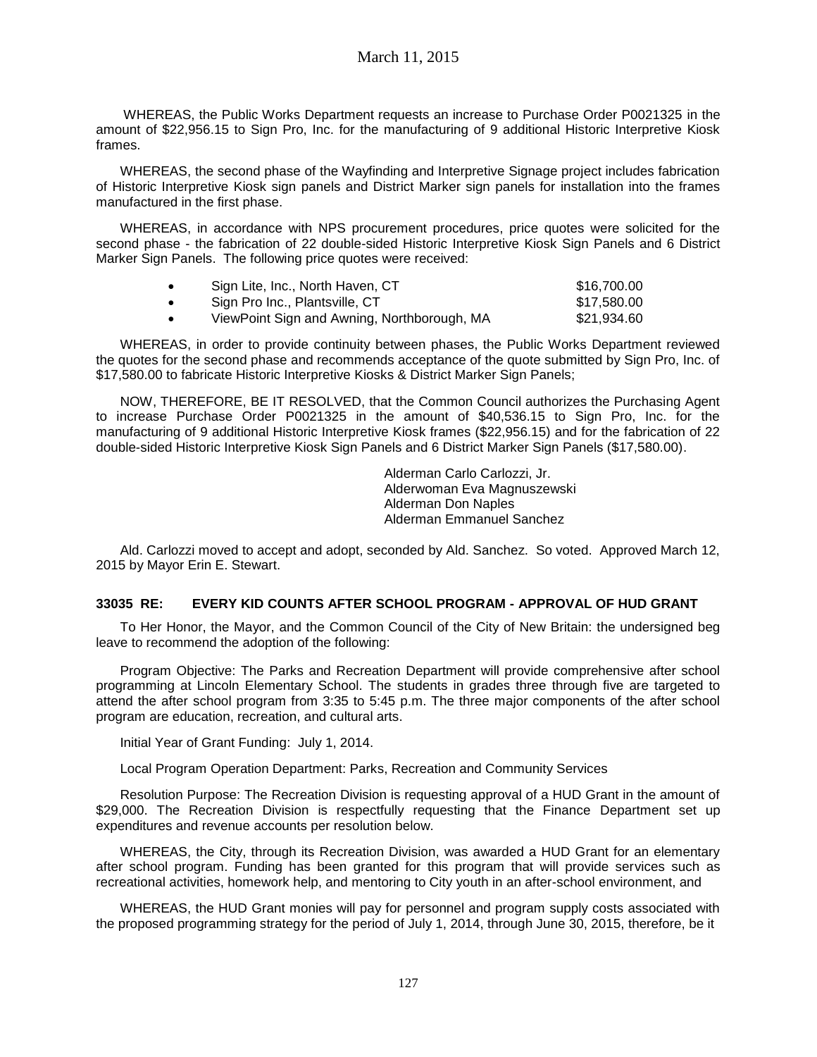WHEREAS, the Public Works Department requests an increase to Purchase Order P0021325 in the amount of $22,956.15 to Sign Pro, Inc. for the manufacturing of 9 additional Historic Interpretive Kiosk frames.

WHEREAS, the second phase of the Wayfinding and Interpretive Signage project includes fabrication of Historic Interpretive Kiosk sign panels and District Marker sign panels for installation into the frames manufactured in the first phase.

WHEREAS, in accordance with NPS procurement procedures, price quotes were solicited for the second phase - the fabrication of 22 double-sided Historic Interpretive Kiosk Sign Panels and 6 District Marker Sign Panels. The following price quotes were received:

- Sign Lite, Inc., North Haven, CT — $16,700.00
- Sign Pro Inc., Plantsville, CT — $17,580.00
- ViewPoint Sign and Awning, Northborough, MA — $21,934.60

WHEREAS, in order to provide continuity between phases, the Public Works Department reviewed the quotes for the second phase and recommends acceptance of the quote submitted by Sign Pro, Inc. of $17,580.00 to fabricate Historic Interpretive Kiosks & District Marker Sign Panels;

NOW, THEREFORE, BE IT RESOLVED, that the Common Council authorizes the Purchasing Agent to increase Purchase Order P0021325 in the amount of $40,536.15 to Sign Pro, Inc. for the manufacturing of 9 additional Historic Interpretive Kiosk frames ($22,956.15) and for the fabrication of 22 double-sided Historic Interpretive Kiosk Sign Panels and 6 District Marker Sign Panels ($17,580.00).

Alderman Carlo Carlozzi, Jr.
Alderwoman Eva Magnuszewski
Alderman Don Naples
Alderman Emmanuel Sanchez

Ald. Carlozzi moved to accept and adopt, seconded by Ald. Sanchez. So voted. Approved March 12, 2015 by Mayor Erin E. Stewart.

### 33035 RE: EVERY KID COUNTS AFTER SCHOOL PROGRAM - APPROVAL OF HUD GRANT

To Her Honor, the Mayor, and the Common Council of the City of New Britain: the undersigned beg leave to recommend the adoption of the following:

Program Objective: The Parks and Recreation Department will provide comprehensive after school programming at Lincoln Elementary School. The students in grades three through five are targeted to attend the after school program from 3:35 to 5:45 p.m. The three major components of the after school program are education, recreation, and cultural arts.

Initial Year of Grant Funding: July 1, 2014.

Local Program Operation Department: Parks, Recreation and Community Services

Resolution Purpose: The Recreation Division is requesting approval of a HUD Grant in the amount of $29,000. The Recreation Division is respectfully requesting that the Finance Department set up expenditures and revenue accounts per resolution below.

WHEREAS, the City, through its Recreation Division, was awarded a HUD Grant for an elementary after school program. Funding has been granted for this program that will provide services such as recreational activities, homework help, and mentoring to City youth in an after-school environment, and

WHEREAS, the HUD Grant monies will pay for personnel and program supply costs associated with the proposed programming strategy for the period of July 1, 2014, through June 30, 2015, therefore, be it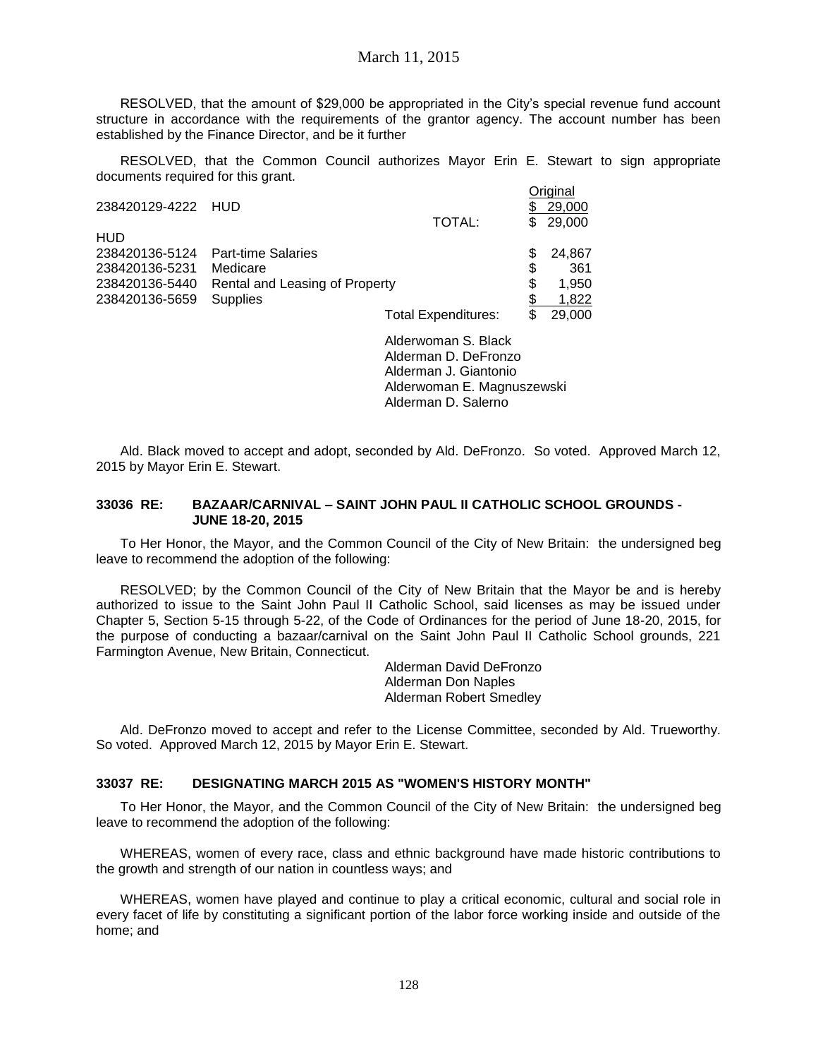March 11, 2015

RESOLVED, that the amount of $29,000 be appropriated in the City's special revenue fund account structure in accordance with the requirements of the grantor agency. The account number has been established by the Finance Director, and be it further

RESOLVED, that the Common Council authorizes Mayor Erin E. Stewart to sign appropriate documents required for this grant.

| | | | Original |
|---|---|---|---|
| 238420129-4222 | HUD | | $ 29,000 |
| | | TOTAL: | $ 29,000 |
| HUD | | | |
| 238420136-5124 | Part-time Salaries | | $ 24,867 |
| 238420136-5231 | Medicare | | $ 361 |
| 238420136-5440 | Rental and Leasing of Property | | $ 1,950 |
| 238420136-5659 | Supplies | | $ 1,822 |
| | | Total Expenditures: | $ 29,000 |

Alderwoman S. Black
Alderman D. DeFronzo
Alderman J. Giantonio
Alderwoman E. Magnuszewski
Alderman D. Salerno

Ald. Black moved to accept and adopt, seconded by Ald. DeFronzo. So voted. Approved March 12, 2015 by Mayor Erin E. Stewart.

### 33036 RE: BAZAAR/CARNIVAL – SAINT JOHN PAUL II CATHOLIC SCHOOL GROUNDS - JUNE 18-20, 2015

To Her Honor, the Mayor, and the Common Council of the City of New Britain: the undersigned beg leave to recommend the adoption of the following:

RESOLVED; by the Common Council of the City of New Britain that the Mayor be and is hereby authorized to issue to the Saint John Paul II Catholic School, said licenses as may be issued under Chapter 5, Section 5-15 through 5-22, of the Code of Ordinances for the period of June 18-20, 2015, for the purpose of conducting a bazaar/carnival on the Saint John Paul II Catholic School grounds, 221 Farmington Avenue, New Britain, Connecticut.

Alderman David DeFronzo
Alderman Don Naples
Alderman Robert Smedley

Ald. DeFronzo moved to accept and refer to the License Committee, seconded by Ald. Trueworthy. So voted. Approved March 12, 2015 by Mayor Erin E. Stewart.

### 33037 RE: DESIGNATING MARCH 2015 AS "WOMEN'S HISTORY MONTH"

To Her Honor, the Mayor, and the Common Council of the City of New Britain: the undersigned beg leave to recommend the adoption of the following:

WHEREAS, women of every race, class and ethnic background have made historic contributions to the growth and strength of our nation in countless ways; and

WHEREAS, women have played and continue to play a critical economic, cultural and social role in every facet of life by constituting a significant portion of the labor force working inside and outside of the home; and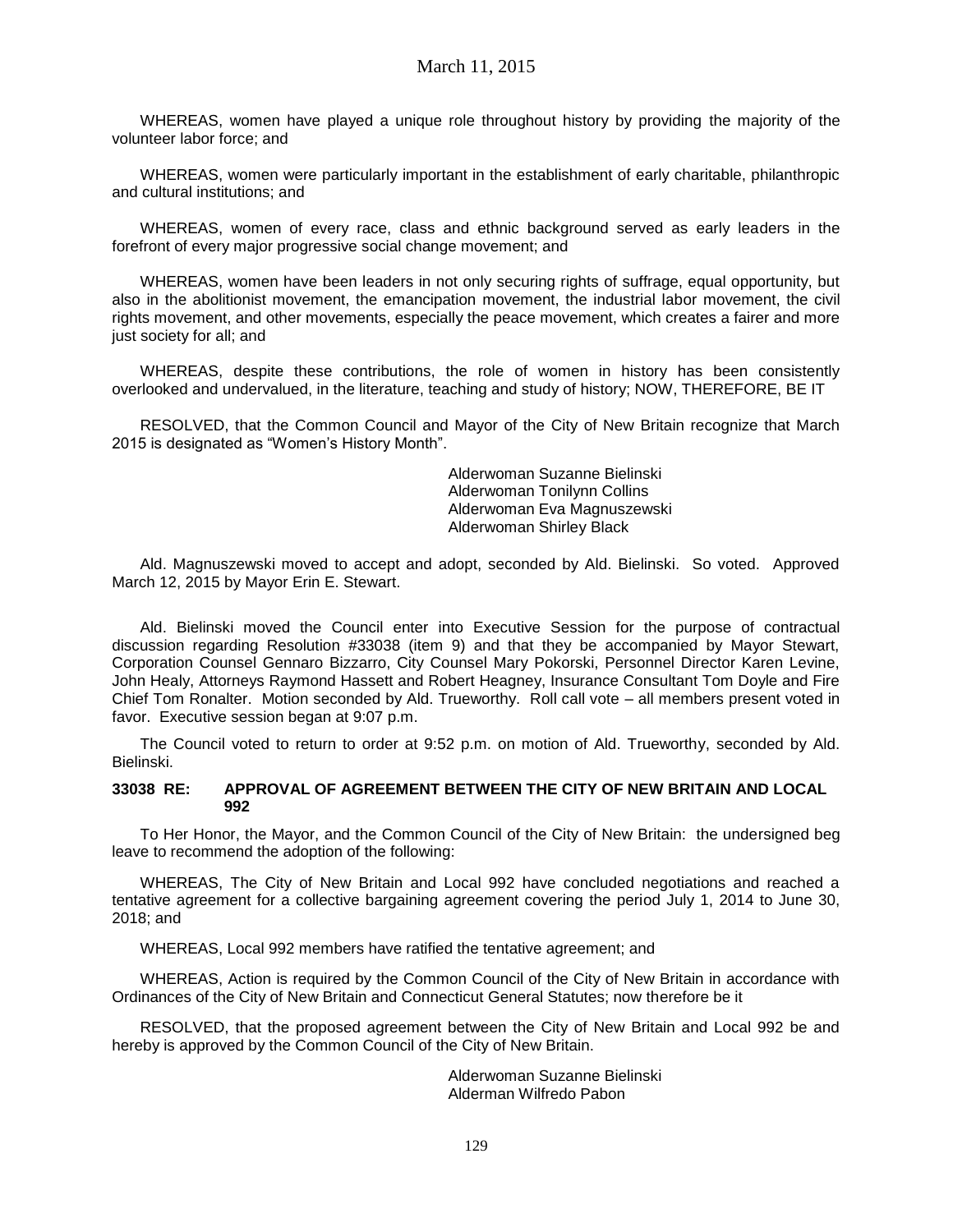WHEREAS, women have played a unique role throughout history by providing the majority of the volunteer labor force; and

WHEREAS, women were particularly important in the establishment of early charitable, philanthropic and cultural institutions; and

WHEREAS, women of every race, class and ethnic background served as early leaders in the forefront of every major progressive social change movement; and

WHEREAS, women have been leaders in not only securing rights of suffrage, equal opportunity, but also in the abolitionist movement, the emancipation movement, the industrial labor movement, the civil rights movement, and other movements, especially the peace movement, which creates a fairer and more just society for all; and

WHEREAS, despite these contributions, the role of women in history has been consistently overlooked and undervalued, in the literature, teaching and study of history; NOW, THEREFORE, BE IT

RESOLVED, that the Common Council and Mayor of the City of New Britain recognize that March 2015 is designated as "Women's History Month".

Alderwoman Suzanne Bielinski
Alderwoman Tonilynn Collins
Alderwoman Eva Magnuszewski
Alderwoman Shirley Black

Ald. Magnuszewski moved to accept and adopt, seconded by Ald. Bielinski. So voted. Approved March 12, 2015 by Mayor Erin E. Stewart.

Ald. Bielinski moved the Council enter into Executive Session for the purpose of contractual discussion regarding Resolution #33038 (item 9) and that they be accompanied by Mayor Stewart, Corporation Counsel Gennaro Bizzarro, City Counsel Mary Pokorski, Personnel Director Karen Levine, John Healy, Attorneys Raymond Hassett and Robert Heagney, Insurance Consultant Tom Doyle and Fire Chief Tom Ronalter. Motion seconded by Ald. Trueworthy. Roll call vote – all members present voted in favor. Executive session began at 9:07 p.m.

The Council voted to return to order at 9:52 p.m. on motion of Ald. Trueworthy, seconded by Ald. Bielinski.

**33038 RE: APPROVAL OF AGREEMENT BETWEEN THE CITY OF NEW BRITAIN AND LOCAL 992**

To Her Honor, the Mayor, and the Common Council of the City of New Britain: the undersigned beg leave to recommend the adoption of the following:

WHEREAS, The City of New Britain and Local 992 have concluded negotiations and reached a tentative agreement for a collective bargaining agreement covering the period July 1, 2014 to June 30, 2018; and

WHEREAS, Local 992 members have ratified the tentative agreement; and

WHEREAS, Action is required by the Common Council of the City of New Britain in accordance with Ordinances of the City of New Britain and Connecticut General Statutes; now therefore be it

RESOLVED, that the proposed agreement between the City of New Britain and Local 992 be and hereby is approved by the Common Council of the City of New Britain.

Alderwoman Suzanne Bielinski
Alderman Wilfredo Pabon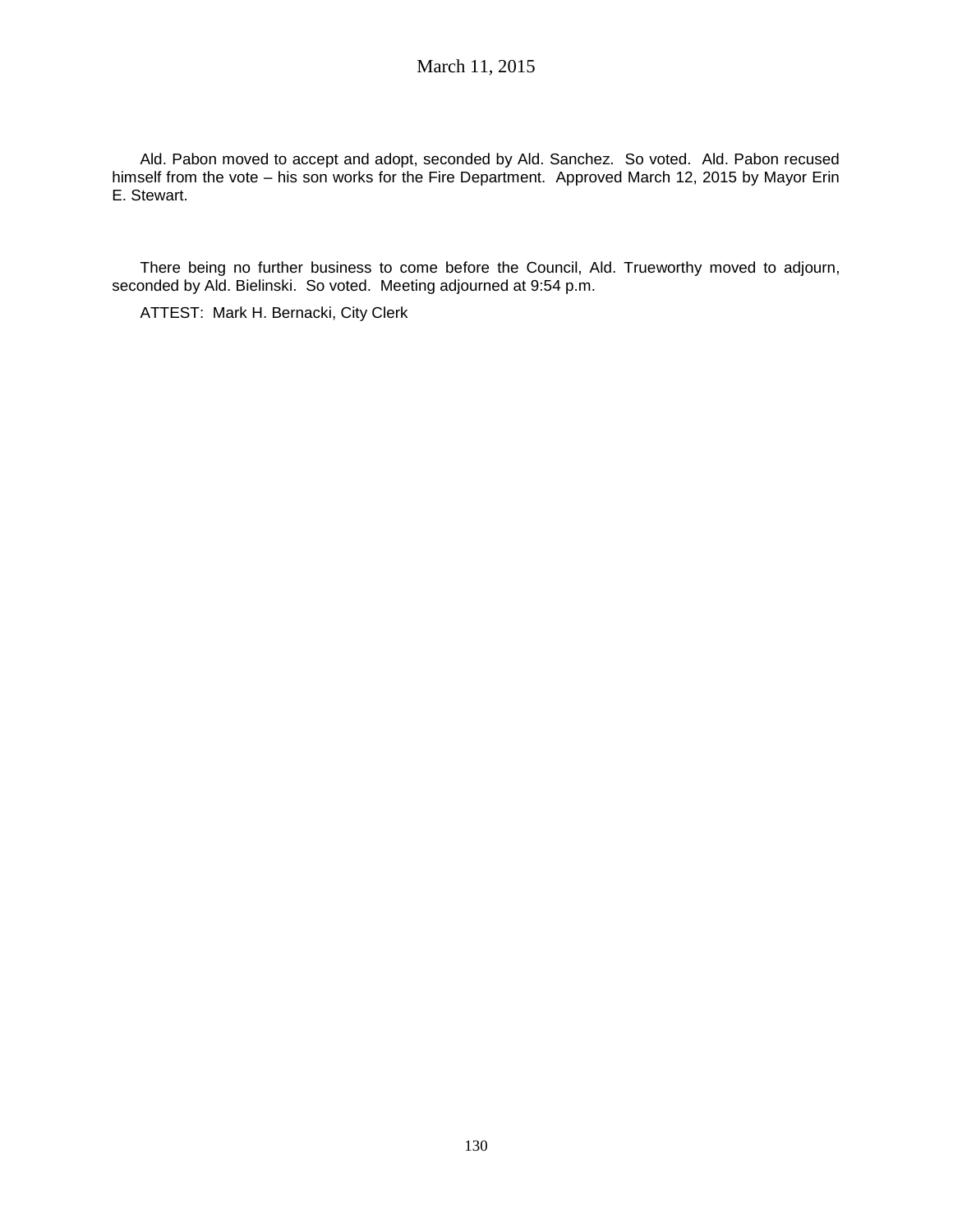Ald. Pabon moved to accept and adopt, seconded by Ald. Sanchez. So voted. Ald. Pabon recused himself from the vote – his son works for the Fire Department. Approved March 12, 2015 by Mayor Erin E. Stewart.

There being no further business to come before the Council, Ald. Trueworthy moved to adjourn, seconded by Ald. Bielinski. So voted. Meeting adjourned at 9:54 p.m.

ATTEST: Mark H. Bernacki, City Clerk